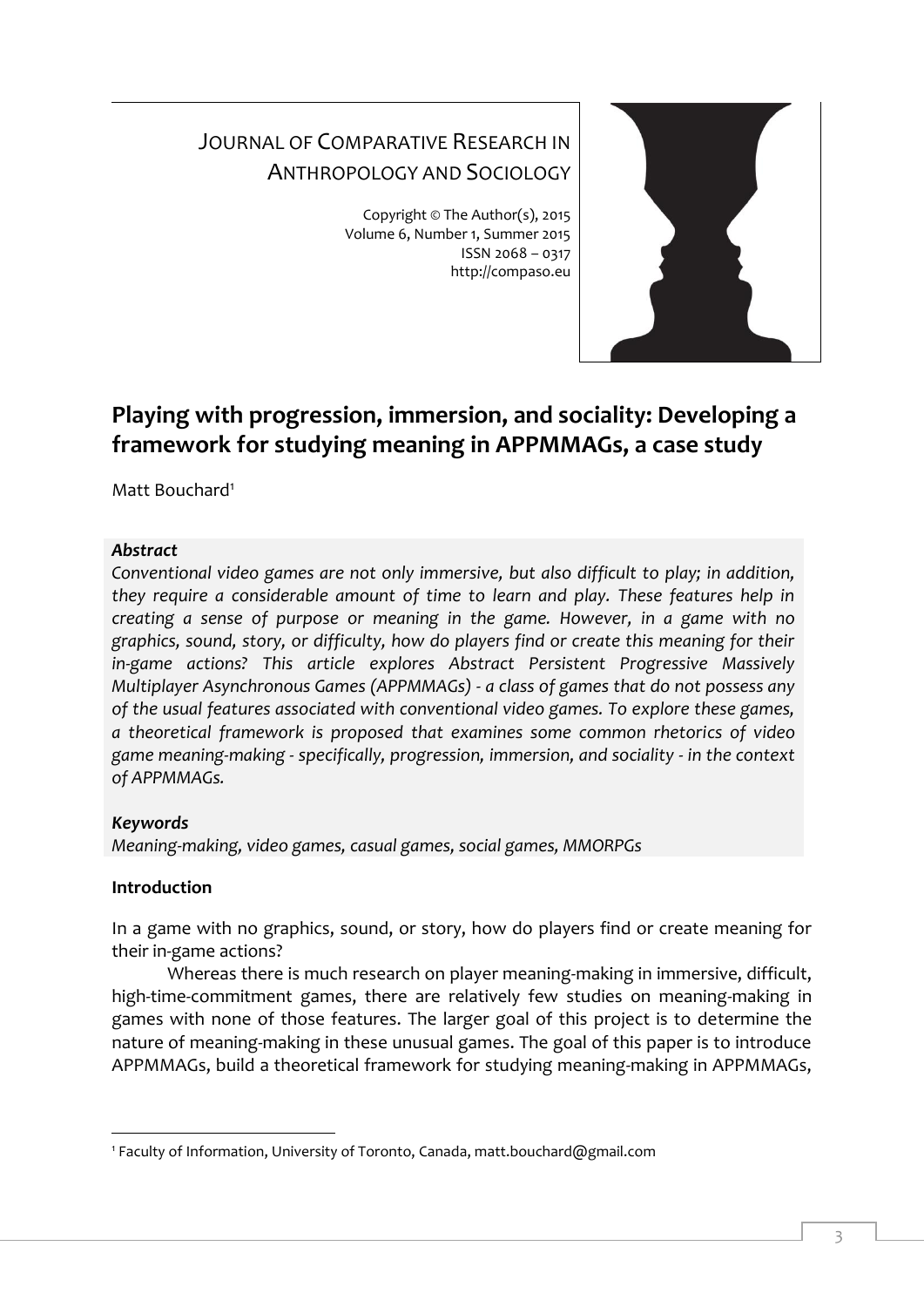JOURNAL OF COMPARATIVE RESEARCH IN ANTHROPOLOGY AND SOCIOLOGY

Copyright © The Author(s), 2015
Volume 6, Number 1, Summer 2015
ISSN 2068 – 0317
http://compaso.eu

# Playing with progression, immersion, and sociality: Developing a framework for studying meaning in APPMMAGs, a case study

Matt Bouchard[1]

***Abstract***

*Conventional video games are not only immersive, but also difficult to play; in addition, they require a considerable amount of time to learn and play. These features help in creating a sense of purpose or meaning in the game. However, in a game with no graphics, sound, story, or difficulty, how do players find or create this meaning for their in-game actions? This article explores Abstract Persistent Progressive Massively Multiplayer Asynchronous Games (APPMMAGs) - a class of games that do not possess any of the usual features associated with conventional video games. To explore these games, a theoretical framework is proposed that examines some common rhetorics of video game meaning-making - specifically, progression, immersion, and sociality - in the context of APPMMAGs.*

***Keywords***

*Meaning-making, video games, casual games, social games, MMORPGs*

**Introduction**

In a game with no graphics, sound, or story, how do players find or create meaning for their in-game actions?

Whereas there is much research on player meaning-making in immersive, difficult, high-time-commitment games, there are relatively few studies on meaning-making in games with none of those features. The larger goal of this project is to determine the nature of meaning-making in these unusual games. The goal of this paper is to introduce APPMMAGs, build a theoretical framework for studying meaning-making in APPMMAGs,

[1] Faculty of Information, University of Toronto, Canada, matt.bouchard@gmail.com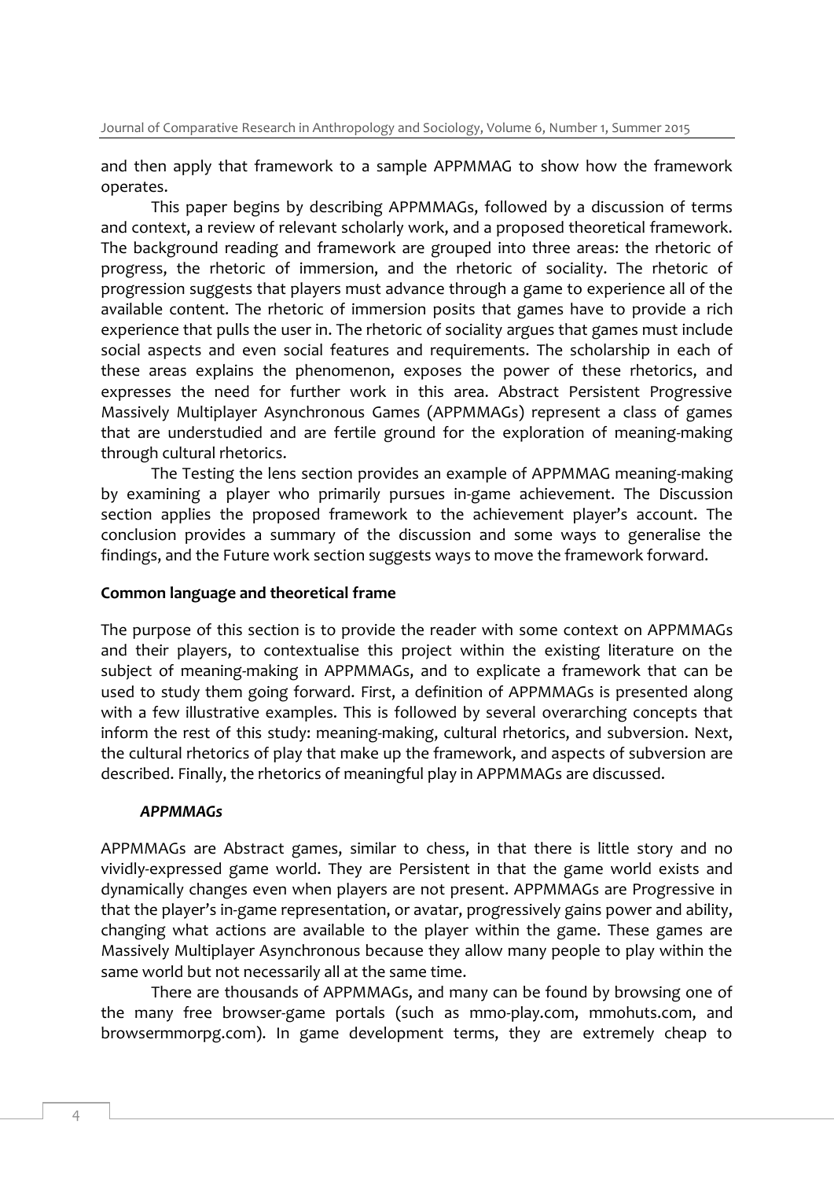and then apply that framework to a sample APPMMAG to show how the framework operates.

This paper begins by describing APPMMAGs, followed by a discussion of terms and context, a review of relevant scholarly work, and a proposed theoretical framework. The background reading and framework are grouped into three areas: the rhetoric of progress, the rhetoric of immersion, and the rhetoric of sociality. The rhetoric of progression suggests that players must advance through a game to experience all of the available content. The rhetoric of immersion posits that games have to provide a rich experience that pulls the user in. The rhetoric of sociality argues that games must include social aspects and even social features and requirements. The scholarship in each of these areas explains the phenomenon, exposes the power of these rhetorics, and expresses the need for further work in this area. Abstract Persistent Progressive Massively Multiplayer Asynchronous Games (APPMMAGs) represent a class of games that are understudied and are fertile ground for the exploration of meaning-making through cultural rhetorics.

The Testing the lens section provides an example of APPMMAG meaning-making by examining a player who primarily pursues in-game achievement. The Discussion section applies the proposed framework to the achievement player's account. The conclusion provides a summary of the discussion and some ways to generalise the findings, and the Future work section suggests ways to move the framework forward.

## Common language and theoretical frame

The purpose of this section is to provide the reader with some context on APPMMAGs and their players, to contextualise this project within the existing literature on the subject of meaning-making in APPMMAGs, and to explicate a framework that can be used to study them going forward. First, a definition of APPMMAGs is presented along with a few illustrative examples. This is followed by several overarching concepts that inform the rest of this study: meaning-making, cultural rhetorics, and subversion. Next, the cultural rhetorics of play that make up the framework, and aspects of subversion are described. Finally, the rhetorics of meaningful play in APPMMAGs are discussed.

### *APPMMAGs*

APPMMAGs are Abstract games, similar to chess, in that there is little story and no vividly-expressed game world. They are Persistent in that the game world exists and dynamically changes even when players are not present. APPMMAGs are Progressive in that the player's in-game representation, or avatar, progressively gains power and ability, changing what actions are available to the player within the game. These games are Massively Multiplayer Asynchronous because they allow many people to play within the same world but not necessarily all at the same time.

There are thousands of APPMMAGs, and many can be found by browsing one of the many free browser-game portals (such as mmo-play.com, mmohuts.com, and browsermmorpg.com). In game development terms, they are extremely cheap to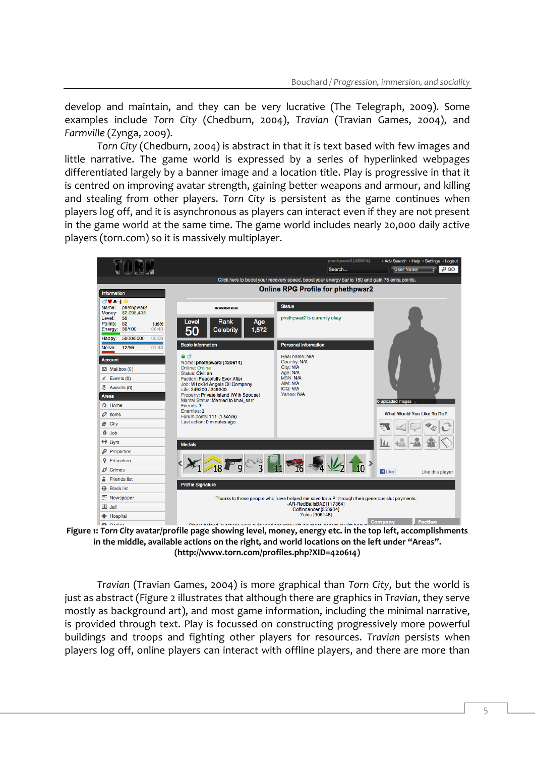develop and maintain, and they can be very lucrative (The Telegraph, 2009). Some examples include *Torn City* (Chedburn, 2004), *Travian* (Travian Games, 2004), and *Farmville* (Zynga, 2009).

*Torn City* (Chedburn, 2004) is abstract in that it is text based with few images and little narrative. The game world is expressed by a series of hyperlinked webpages differentiated largely by a banner image and a location title. Play is progressive in that it is centred on improving avatar strength, gaining better weapons and armour, and killing and stealing from other players. *Torn City* is persistent as the game continues when players log off, and it is asynchronous as players can interact even if they are not present in the game world at the same time. The game world includes nearly 20,000 daily active players (torn.com) so it is massively multiplayer.

**Figure 1: *Torn City* avatar/profile page showing level, money, energy etc. in the top left, accomplishments in the middle, available actions on the right, and world locations on the left under "Areas". (http://www.torn.com/profiles.php?XID=420614)**

*Travian* (Travian Games, 2004) is more graphical than *Torn City*, but the world is just as abstract (Figure 2 illustrates that although there are graphics in *Travian*, they serve mostly as background art), and most game information, including the minimal narrative, is provided through text. Play is focussed on constructing progressively more powerful buildings and troops and fighting other players for resources. *Travian* persists when players log off, online players can interact with offline players, and there are more than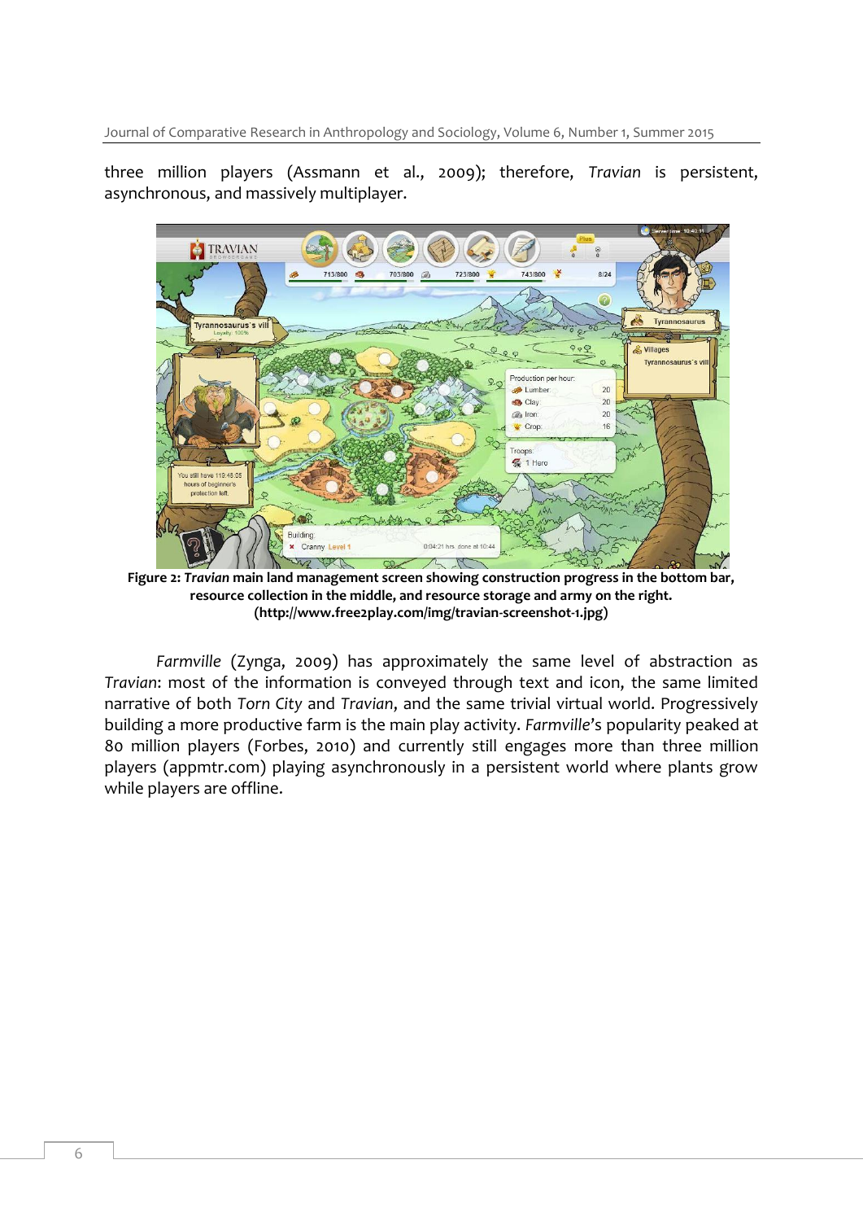three million players (Assmann et al., 2009); therefore, *Travian* is persistent, asynchronous, and massively multiplayer.

**Figure 2:** ***Travian*** **main land management screen showing construction progress in the bottom bar, resource collection in the middle, and resource storage and army on the right. (http://www.free2play.com/img/travian-screenshot-1.jpg)**

*Farmville* (Zynga, 2009) has approximately the same level of abstraction as *Travian*: most of the information is conveyed through text and icon, the same limited narrative of both *Torn City* and *Travian*, and the same trivial virtual world. Progressively building a more productive farm is the main play activity. *Farmville*'s popularity peaked at 80 million players (Forbes, 2010) and currently still engages more than three million players (appmtr.com) playing asynchronously in a persistent world where plants grow while players are offline.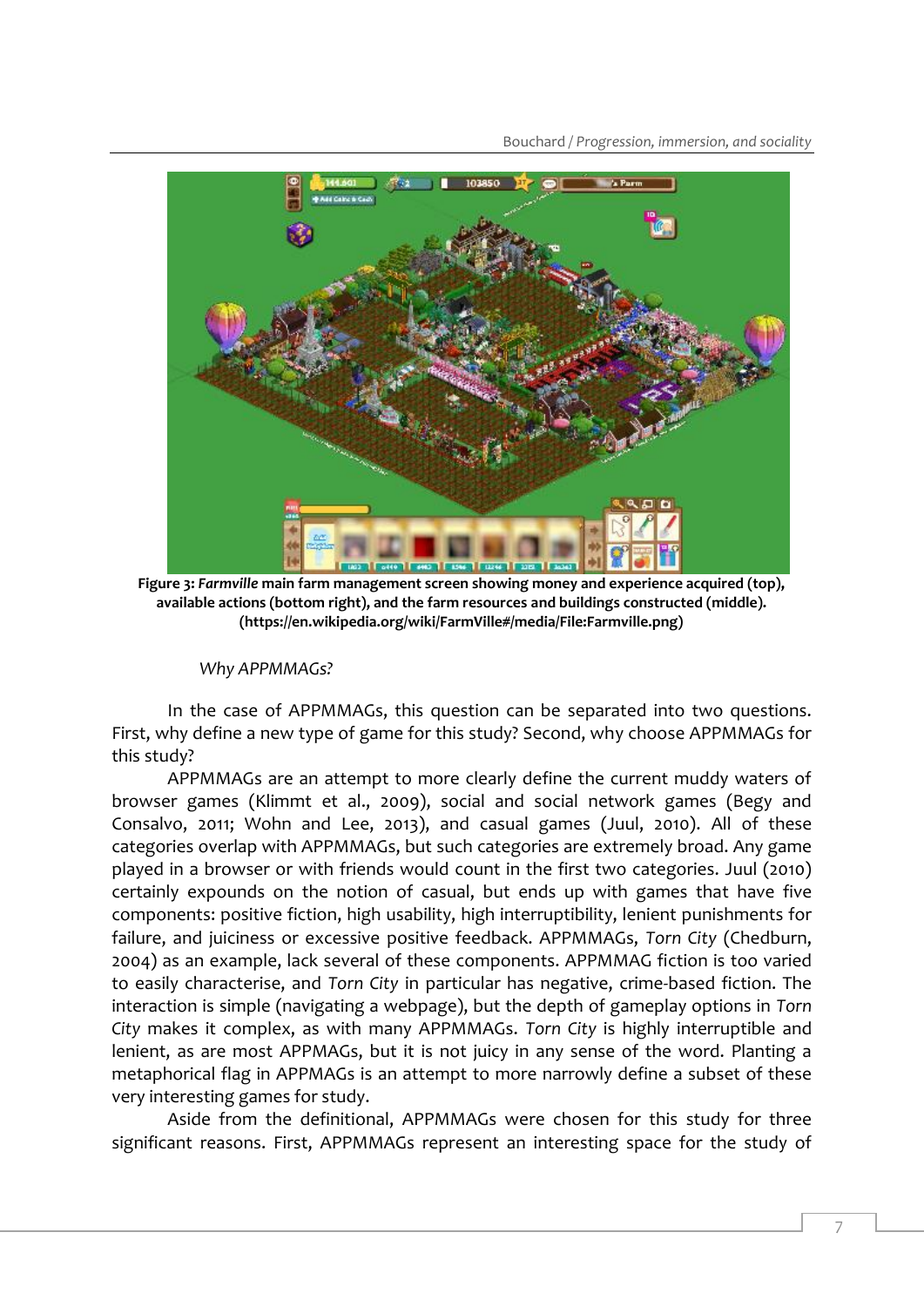**Figure 3:** ***Farmville*** **main farm management screen showing money and experience acquired (top), available actions (bottom right), and the farm resources and buildings constructed (middle). (https://en.wikipedia.org/wiki/FarmVille#/media/File:Farmville.png)**

*Why APPMMAGs?*

In the case of APPMMAGs, this question can be separated into two questions. First, why define a new type of game for this study? Second, why choose APPMMAGs for this study?

APPMMAGs are an attempt to more clearly define the current muddy waters of browser games (Klimmt et al., 2009), social and social network games (Begy and Consalvo, 2011; Wohn and Lee, 2013), and casual games (Juul, 2010). All of these categories overlap with APPMMAGs, but such categories are extremely broad. Any game played in a browser or with friends would count in the first two categories. Juul (2010) certainly expounds on the notion of casual, but ends up with games that have five components: positive fiction, high usability, high interruptibility, lenient punishments for failure, and juiciness or excessive positive feedback. APPMMAGs, *Torn City* (Chedburn, 2004) as an example, lack several of these components. APPMMAG fiction is too varied to easily characterise, and *Torn City* in particular has negative, crime-based fiction. The interaction is simple (navigating a webpage), but the depth of gameplay options in *Torn City* makes it complex, as with many APPMMAGs. *Torn City* is highly interruptible and lenient, as are most APPMAGs, but it is not juicy in any sense of the word. Planting a metaphorical flag in APPMAGs is an attempt to more narrowly define a subset of these very interesting games for study.

Aside from the definitional, APPMMAGs were chosen for this study for three significant reasons. First, APPMMAGs represent an interesting space for the study of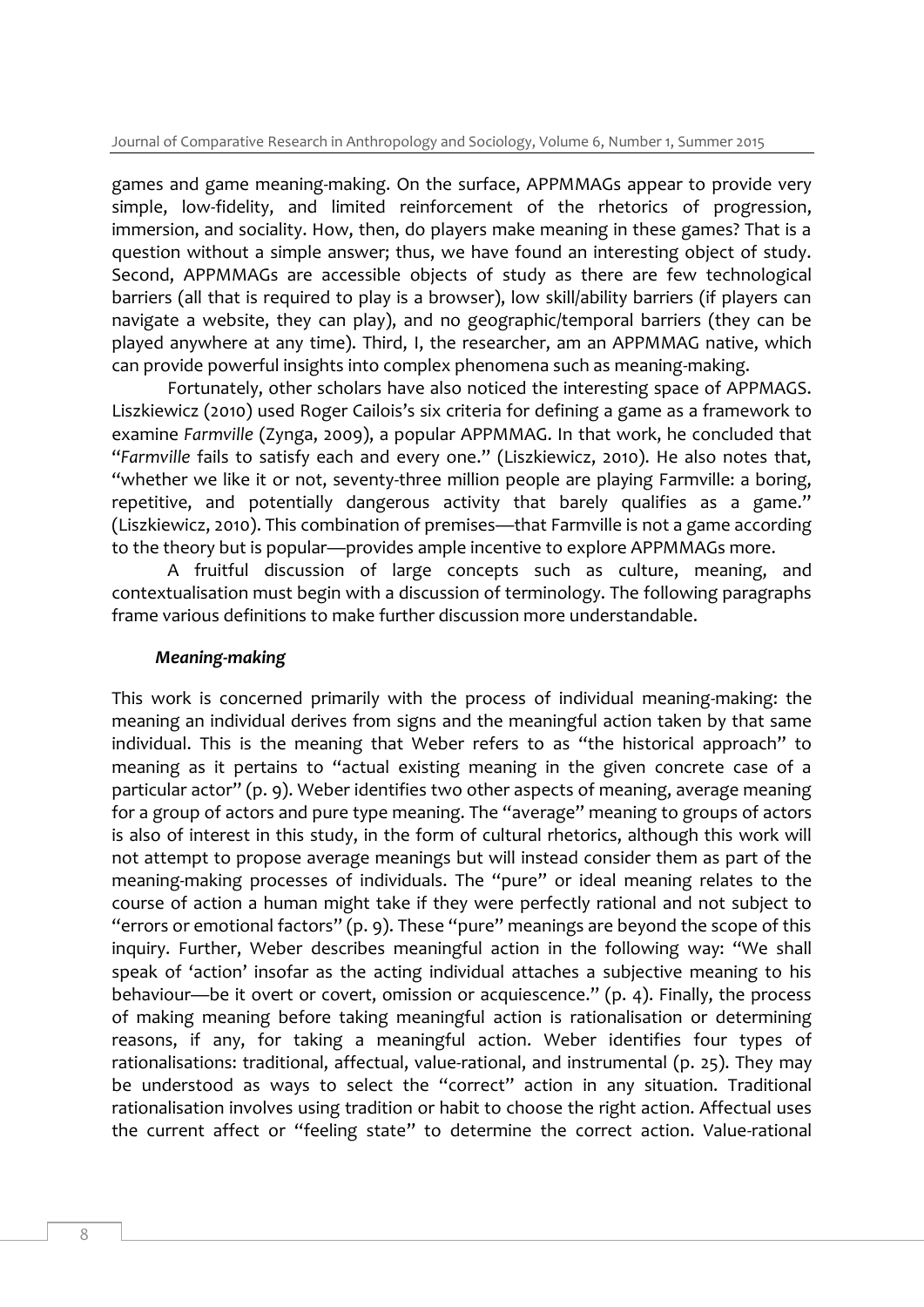games and game meaning-making. On the surface, APPMMAGs appear to provide very simple, low-fidelity, and limited reinforcement of the rhetorics of progression, immersion, and sociality. How, then, do players make meaning in these games? That is a question without a simple answer; thus, we have found an interesting object of study. Second, APPMMAGs are accessible objects of study as there are few technological barriers (all that is required to play is a browser), low skill/ability barriers (if players can navigate a website, they can play), and no geographic/temporal barriers (they can be played anywhere at any time). Third, I, the researcher, am an APPMMAG native, which can provide powerful insights into complex phenomena such as meaning-making.

Fortunately, other scholars have also noticed the interesting space of APPMAGS. Liszkiewicz (2010) used Roger Cailois's six criteria for defining a game as a framework to examine *Farmville* (Zynga, 2009), a popular APPMMAG. In that work, he concluded that "*Farmville* fails to satisfy each and every one." (Liszkiewicz, 2010). He also notes that, "whether we like it or not, seventy-three million people are playing Farmville: a boring, repetitive, and potentially dangerous activity that barely qualifies as a game." (Liszkiewicz, 2010). This combination of premises—that Farmville is not a game according to the theory but is popular—provides ample incentive to explore APPMMAGs more.

A fruitful discussion of large concepts such as culture, meaning, and contextualisation must begin with a discussion of terminology. The following paragraphs frame various definitions to make further discussion more understandable.

### *Meaning-making*

This work is concerned primarily with the process of individual meaning-making: the meaning an individual derives from signs and the meaningful action taken by that same individual. This is the meaning that Weber refers to as "the historical approach" to meaning as it pertains to "actual existing meaning in the given concrete case of a particular actor" (p. 9). Weber identifies two other aspects of meaning, average meaning for a group of actors and pure type meaning. The "average" meaning to groups of actors is also of interest in this study, in the form of cultural rhetorics, although this work will not attempt to propose average meanings but will instead consider them as part of the meaning-making processes of individuals. The "pure" or ideal meaning relates to the course of action a human might take if they were perfectly rational and not subject to "errors or emotional factors" (p. 9). These "pure" meanings are beyond the scope of this inquiry. Further, Weber describes meaningful action in the following way: "We shall speak of 'action' insofar as the acting individual attaches a subjective meaning to his behaviour—be it overt or covert, omission or acquiescence." (p. 4). Finally, the process of making meaning before taking meaningful action is rationalisation or determining reasons, if any, for taking a meaningful action. Weber identifies four types of rationalisations: traditional, affectual, value-rational, and instrumental (p. 25). They may be understood as ways to select the "correct" action in any situation. Traditional rationalisation involves using tradition or habit to choose the right action. Affectual uses the current affect or "feeling state" to determine the correct action. Value-rational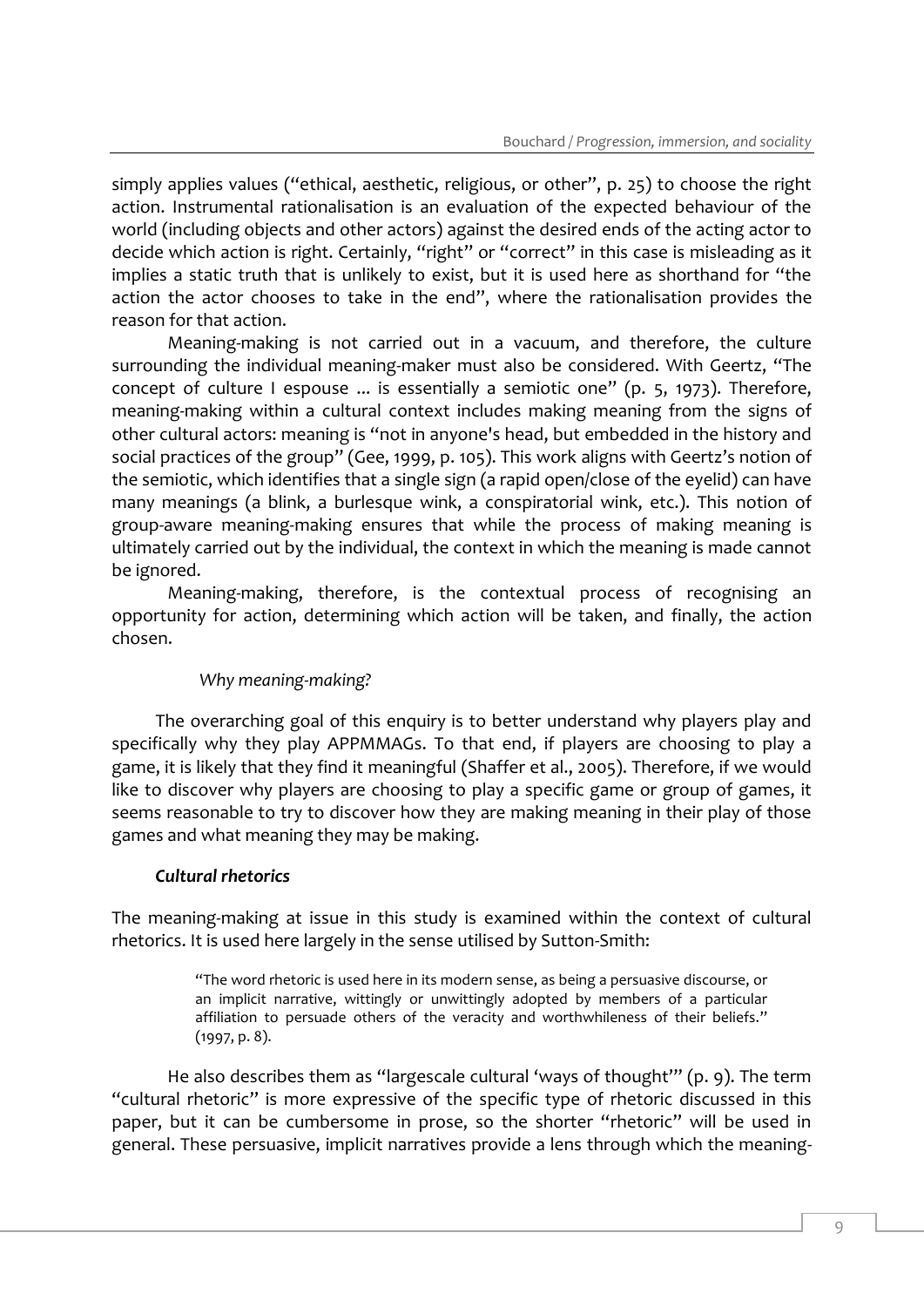simply applies values ("ethical, aesthetic, religious, or other", p. 25) to choose the right action. Instrumental rationalisation is an evaluation of the expected behaviour of the world (including objects and other actors) against the desired ends of the acting actor to decide which action is right. Certainly, "right" or "correct" in this case is misleading as it implies a static truth that is unlikely to exist, but it is used here as shorthand for "the action the actor chooses to take in the end", where the rationalisation provides the reason for that action.

Meaning-making is not carried out in a vacuum, and therefore, the culture surrounding the individual meaning-maker must also be considered. With Geertz, "The concept of culture I espouse ... is essentially a semiotic one" (p. 5, 1973). Therefore, meaning-making within a cultural context includes making meaning from the signs of other cultural actors: meaning is "not in anyone's head, but embedded in the history and social practices of the group" (Gee, 1999, p. 105). This work aligns with Geertz's notion of the semiotic, which identifies that a single sign (a rapid open/close of the eyelid) can have many meanings (a blink, a burlesque wink, a conspiratorial wink, etc.). This notion of group-aware meaning-making ensures that while the process of making meaning is ultimately carried out by the individual, the context in which the meaning is made cannot be ignored.

Meaning-making, therefore, is the contextual process of recognising an opportunity for action, determining which action will be taken, and finally, the action chosen.

#### *Why meaning-making?*

The overarching goal of this enquiry is to better understand why players play and specifically why they play APPMMAGs. To that end, if players are choosing to play a game, it is likely that they find it meaningful (Shaffer et al., 2005). Therefore, if we would like to discover why players are choosing to play a specific game or group of games, it seems reasonable to try to discover how they are making meaning in their play of those games and what meaning they may be making.

### ***Cultural rhetorics***

The meaning-making at issue in this study is examined within the context of cultural rhetorics. It is used here largely in the sense utilised by Sutton-Smith:

> "The word rhetoric is used here in its modern sense, as being a persuasive discourse, or an implicit narrative, wittingly or unwittingly adopted by members of a particular affiliation to persuade others of the veracity and worthwhileness of their beliefs." (1997, p. 8).

He also describes them as "largescale cultural 'ways of thought'" (p. 9). The term "cultural rhetoric" is more expressive of the specific type of rhetoric discussed in this paper, but it can be cumbersome in prose, so the shorter "rhetoric" will be used in general. These persuasive, implicit narratives provide a lens through which the meaning-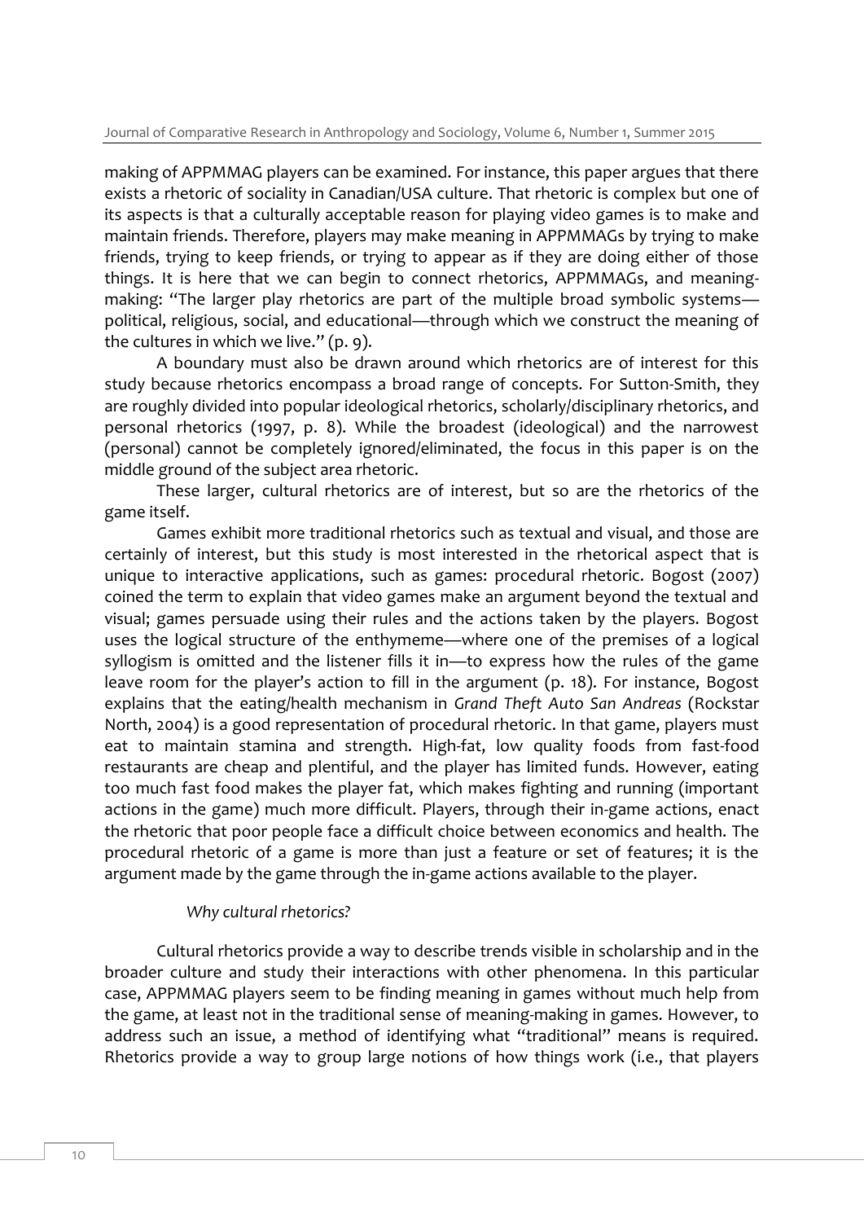making of APPMMAG players can be examined. For instance, this paper argues that there exists a rhetoric of sociality in Canadian/USA culture. That rhetoric is complex but one of its aspects is that a culturally acceptable reason for playing video games is to make and maintain friends. Therefore, players may make meaning in APPMMAGs by trying to make friends, trying to keep friends, or trying to appear as if they are doing either of those things. It is here that we can begin to connect rhetorics, APPMMAGs, and meaning-making: "The larger play rhetorics are part of the multiple broad symbolic systems—political, religious, social, and educational—through which we construct the meaning of the cultures in which we live." (p. 9).

A boundary must also be drawn around which rhetorics are of interest for this study because rhetorics encompass a broad range of concepts. For Sutton-Smith, they are roughly divided into popular ideological rhetorics, scholarly/disciplinary rhetorics, and personal rhetorics (1997, p. 8). While the broadest (ideological) and the narrowest (personal) cannot be completely ignored/eliminated, the focus in this paper is on the middle ground of the subject area rhetoric.

These larger, cultural rhetorics are of interest, but so are the rhetorics of the game itself.

Games exhibit more traditional rhetorics such as textual and visual, and those are certainly of interest, but this study is most interested in the rhetorical aspect that is unique to interactive applications, such as games: procedural rhetoric. Bogost (2007) coined the term to explain that video games make an argument beyond the textual and visual; games persuade using their rules and the actions taken by the players. Bogost uses the logical structure of the enthymeme—where one of the premises of a logical syllogism is omitted and the listener fills it in—to express how the rules of the game leave room for the player's action to fill in the argument (p. 18). For instance, Bogost explains that the eating/health mechanism in *Grand Theft Auto San Andreas* (Rockstar North, 2004) is a good representation of procedural rhetoric. In that game, players must eat to maintain stamina and strength. High-fat, low quality foods from fast-food restaurants are cheap and plentiful, and the player has limited funds. However, eating too much fast food makes the player fat, which makes fighting and running (important actions in the game) much more difficult. Players, through their in-game actions, enact the rhetoric that poor people face a difficult choice between economics and health. The procedural rhetoric of a game is more than just a feature or set of features; it is the argument made by the game through the in-game actions available to the player.

### *Why cultural rhetorics?*

Cultural rhetorics provide a way to describe trends visible in scholarship and in the broader culture and study their interactions with other phenomena. In this particular case, APPMMAG players seem to be finding meaning in games without much help from the game, at least not in the traditional sense of meaning-making in games. However, to address such an issue, a method of identifying what "traditional" means is required. Rhetorics provide a way to group large notions of how things work (i.e., that players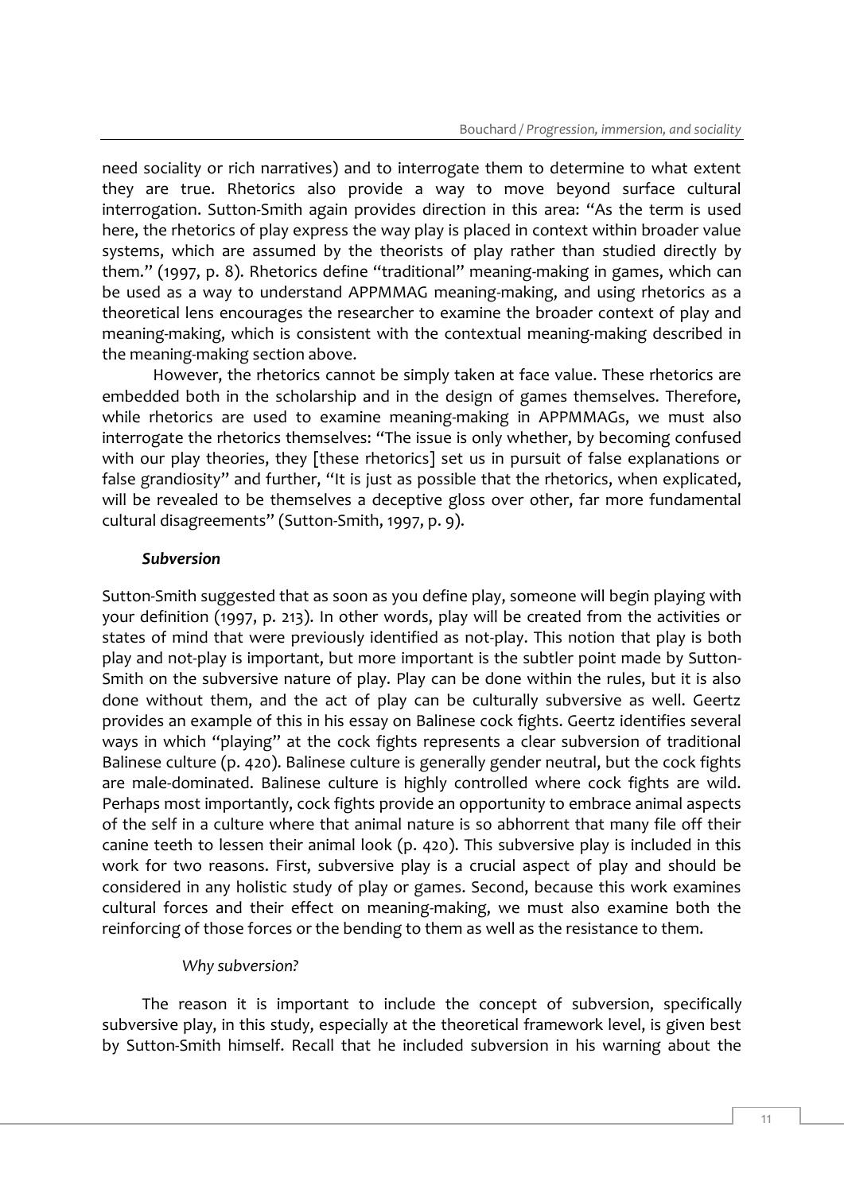need sociality or rich narratives) and to interrogate them to determine to what extent they are true. Rhetorics also provide a way to move beyond surface cultural interrogation. Sutton-Smith again provides direction in this area: "As the term is used here, the rhetorics of play express the way play is placed in context within broader value systems, which are assumed by the theorists of play rather than studied directly by them." (1997, p. 8). Rhetorics define "traditional" meaning-making in games, which can be used as a way to understand APPMMAG meaning-making, and using rhetorics as a theoretical lens encourages the researcher to examine the broader context of play and meaning-making, which is consistent with the contextual meaning-making described in the meaning-making section above.

However, the rhetorics cannot be simply taken at face value. These rhetorics are embedded both in the scholarship and in the design of games themselves. Therefore, while rhetorics are used to examine meaning-making in APPMMAGs, we must also interrogate the rhetorics themselves: "The issue is only whether, by becoming confused with our play theories, they [these rhetorics] set us in pursuit of false explanations or false grandiosity" and further, "It is just as possible that the rhetorics, when explicated, will be revealed to be themselves a deceptive gloss over other, far more fundamental cultural disagreements" (Sutton-Smith, 1997, p. 9).

### *Subversion*

Sutton-Smith suggested that as soon as you define play, someone will begin playing with your definition (1997, p. 213). In other words, play will be created from the activities or states of mind that were previously identified as not-play. This notion that play is both play and not-play is important, but more important is the subtler point made by Sutton-Smith on the subversive nature of play. Play can be done within the rules, but it is also done without them, and the act of play can be culturally subversive as well. Geertz provides an example of this in his essay on Balinese cock fights. Geertz identifies several ways in which "playing" at the cock fights represents a clear subversion of traditional Balinese culture (p. 420). Balinese culture is generally gender neutral, but the cock fights are male-dominated. Balinese culture is highly controlled where cock fights are wild. Perhaps most importantly, cock fights provide an opportunity to embrace animal aspects of the self in a culture where that animal nature is so abhorrent that many file off their canine teeth to lessen their animal look (p. 420). This subversive play is included in this work for two reasons. First, subversive play is a crucial aspect of play and should be considered in any holistic study of play or games. Second, because this work examines cultural forces and their effect on meaning-making, we must also examine both the reinforcing of those forces or the bending to them as well as the resistance to them.

#### *Why subversion?*

The reason it is important to include the concept of subversion, specifically subversive play, in this study, especially at the theoretical framework level, is given best by Sutton-Smith himself. Recall that he included subversion in his warning about the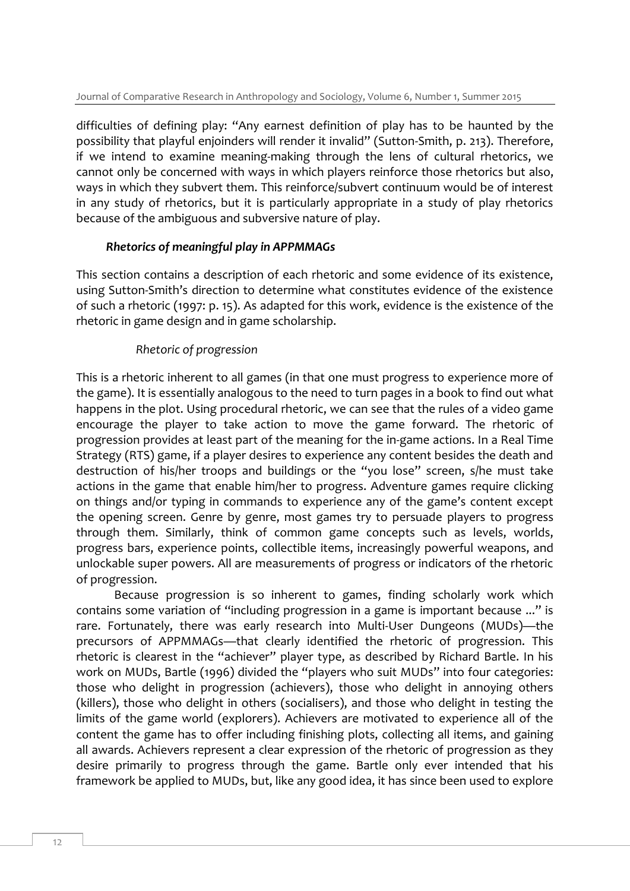difficulties of defining play: "Any earnest definition of play has to be haunted by the possibility that playful enjoinders will render it invalid" (Sutton-Smith, p. 213). Therefore, if we intend to examine meaning-making through the lens of cultural rhetorics, we cannot only be concerned with ways in which players reinforce those rhetorics but also, ways in which they subvert them. This reinforce/subvert continuum would be of interest in any study of rhetorics, but it is particularly appropriate in a study of play rhetorics because of the ambiguous and subversive nature of play.

### *Rhetorics of meaningful play in APPMMAGs*

This section contains a description of each rhetoric and some evidence of its existence, using Sutton-Smith's direction to determine what constitutes evidence of the existence of such a rhetoric (1997: p. 15). As adapted for this work, evidence is the existence of the rhetoric in game design and in game scholarship.

#### *Rhetoric of progression*

This is a rhetoric inherent to all games (in that one must progress to experience more of the game). It is essentially analogous to the need to turn pages in a book to find out what happens in the plot. Using procedural rhetoric, we can see that the rules of a video game encourage the player to take action to move the game forward. The rhetoric of progression provides at least part of the meaning for the in-game actions. In a Real Time Strategy (RTS) game, if a player desires to experience any content besides the death and destruction of his/her troops and buildings or the "you lose" screen, s/he must take actions in the game that enable him/her to progress. Adventure games require clicking on things and/or typing in commands to experience any of the game's content except the opening screen. Genre by genre, most games try to persuade players to progress through them. Similarly, think of common game concepts such as levels, worlds, progress bars, experience points, collectible items, increasingly powerful weapons, and unlockable super powers. All are measurements of progress or indicators of the rhetoric of progression.

Because progression is so inherent to games, finding scholarly work which contains some variation of "including progression in a game is important because ..." is rare. Fortunately, there was early research into Multi-User Dungeons (MUDs)—the precursors of APPMMAGs—that clearly identified the rhetoric of progression. This rhetoric is clearest in the "achiever" player type, as described by Richard Bartle. In his work on MUDs, Bartle (1996) divided the "players who suit MUDs" into four categories: those who delight in progression (achievers), those who delight in annoying others (killers), those who delight in others (socialisers), and those who delight in testing the limits of the game world (explorers). Achievers are motivated to experience all of the content the game has to offer including finishing plots, collecting all items, and gaining all awards. Achievers represent a clear expression of the rhetoric of progression as they desire primarily to progress through the game. Bartle only ever intended that his framework be applied to MUDs, but, like any good idea, it has since been used to explore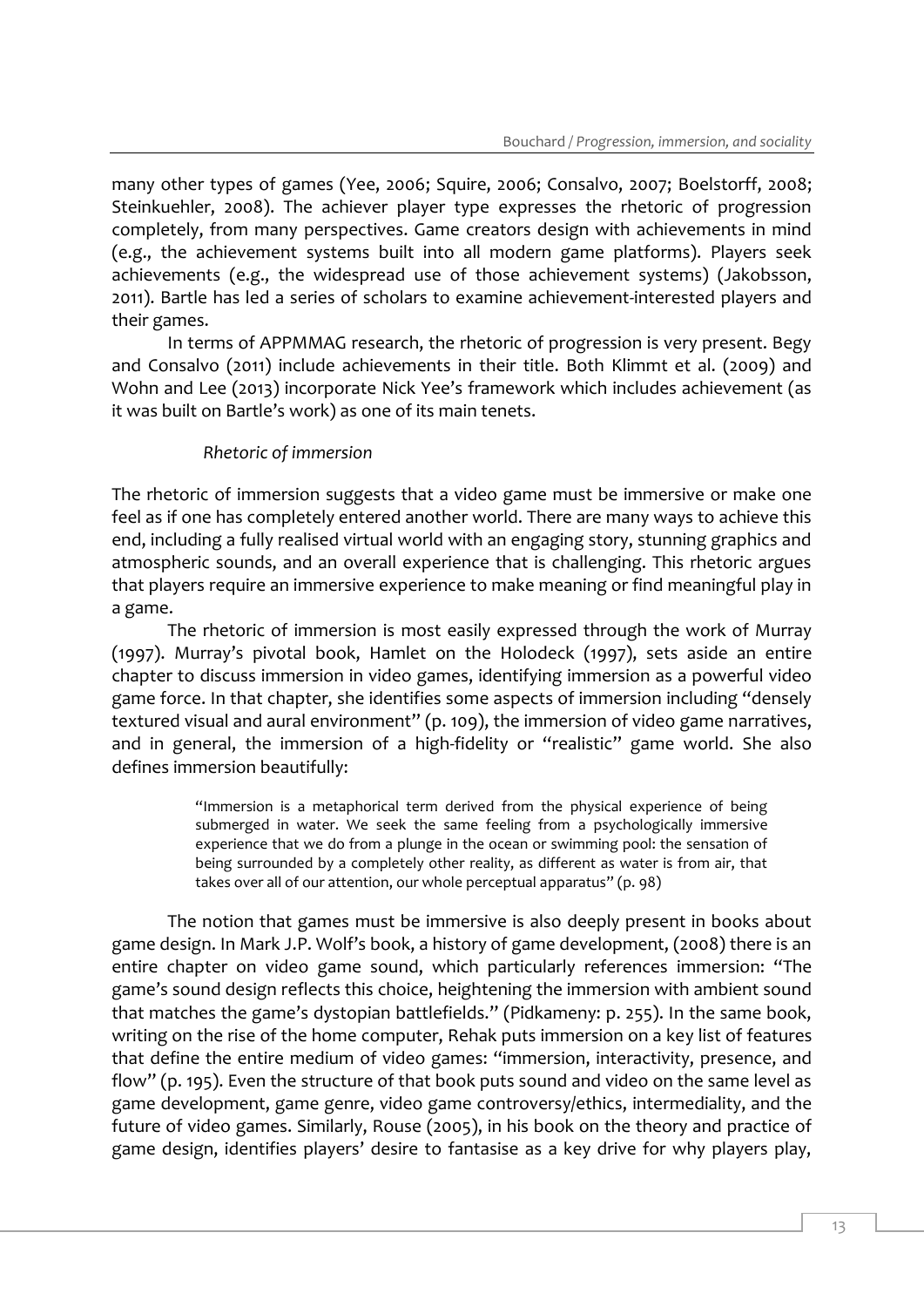many other types of games (Yee, 2006; Squire, 2006; Consalvo, 2007; Boelstorff, 2008; Steinkuehler, 2008). The achiever player type expresses the rhetoric of progression completely, from many perspectives. Game creators design with achievements in mind (e.g., the achievement systems built into all modern game platforms). Players seek achievements (e.g., the widespread use of those achievement systems) (Jakobsson, 2011). Bartle has led a series of scholars to examine achievement-interested players and their games.

In terms of APPMMAG research, the rhetoric of progression is very present. Begy and Consalvo (2011) include achievements in their title. Both Klimmt et al. (2009) and Wohn and Lee (2013) incorporate Nick Yee's framework which includes achievement (as it was built on Bartle's work) as one of its main tenets.

### *Rhetoric of immersion*

The rhetoric of immersion suggests that a video game must be immersive or make one feel as if one has completely entered another world. There are many ways to achieve this end, including a fully realised virtual world with an engaging story, stunning graphics and atmospheric sounds, and an overall experience that is challenging. This rhetoric argues that players require an immersive experience to make meaning or find meaningful play in a game.

The rhetoric of immersion is most easily expressed through the work of Murray (1997). Murray's pivotal book, Hamlet on the Holodeck (1997), sets aside an entire chapter to discuss immersion in video games, identifying immersion as a powerful video game force. In that chapter, she identifies some aspects of immersion including "densely textured visual and aural environment" (p. 109), the immersion of video game narratives, and in general, the immersion of a high-fidelity or "realistic" game world. She also defines immersion beautifully:

> "Immersion is a metaphorical term derived from the physical experience of being submerged in water. We seek the same feeling from a psychologically immersive experience that we do from a plunge in the ocean or swimming pool: the sensation of being surrounded by a completely other reality, as different as water is from air, that takes over all of our attention, our whole perceptual apparatus" (p. 98)

The notion that games must be immersive is also deeply present in books about game design. In Mark J.P. Wolf's book, a history of game development, (2008) there is an entire chapter on video game sound, which particularly references immersion: "The game's sound design reflects this choice, heightening the immersion with ambient sound that matches the game's dystopian battlefields." (Pidkameny: p. 255). In the same book, writing on the rise of the home computer, Rehak puts immersion on a key list of features that define the entire medium of video games: "immersion, interactivity, presence, and flow" (p. 195). Even the structure of that book puts sound and video on the same level as game development, game genre, video game controversy/ethics, intermediality, and the future of video games. Similarly, Rouse (2005), in his book on the theory and practice of game design, identifies players' desire to fantasise as a key drive for why players play,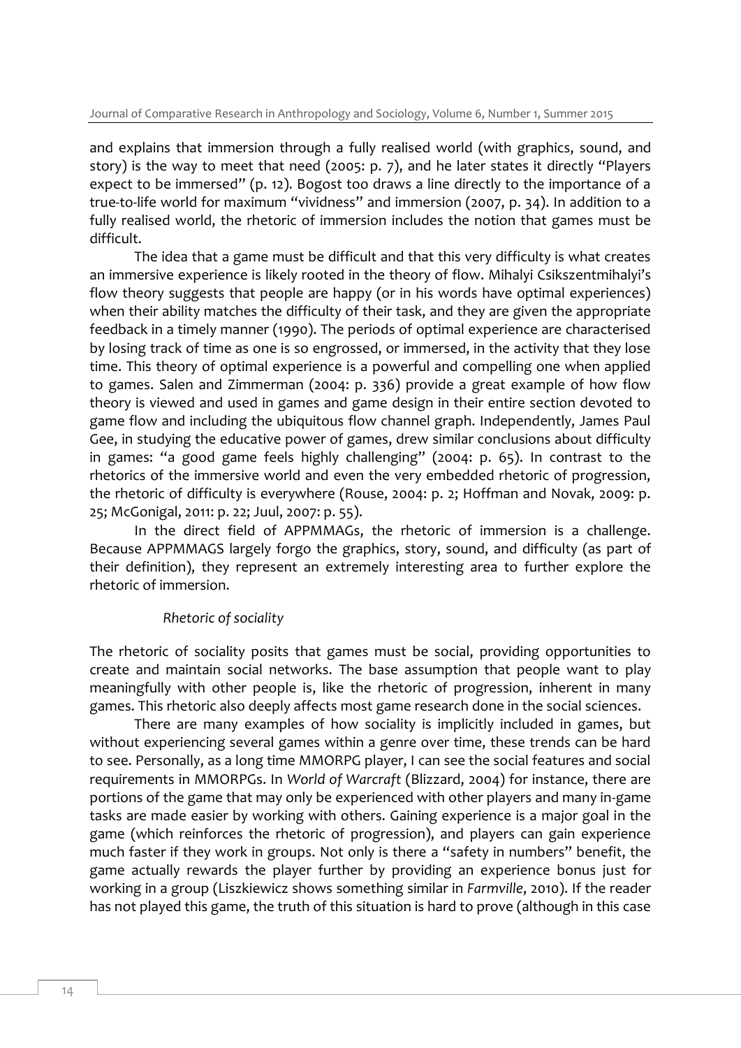and explains that immersion through a fully realised world (with graphics, sound, and story) is the way to meet that need (2005: p. 7), and he later states it directly "Players expect to be immersed" (p. 12). Bogost too draws a line directly to the importance of a true-to-life world for maximum "vividness" and immersion (2007, p. 34). In addition to a fully realised world, the rhetoric of immersion includes the notion that games must be difficult.

The idea that a game must be difficult and that this very difficulty is what creates an immersive experience is likely rooted in the theory of flow. Mihalyi Csikszentmihalyi's flow theory suggests that people are happy (or in his words have optimal experiences) when their ability matches the difficulty of their task, and they are given the appropriate feedback in a timely manner (1990). The periods of optimal experience are characterised by losing track of time as one is so engrossed, or immersed, in the activity that they lose time. This theory of optimal experience is a powerful and compelling one when applied to games. Salen and Zimmerman (2004: p. 336) provide a great example of how flow theory is viewed and used in games and game design in their entire section devoted to game flow and including the ubiquitous flow channel graph. Independently, James Paul Gee, in studying the educative power of games, drew similar conclusions about difficulty in games: "a good game feels highly challenging" (2004: p. 65). In contrast to the rhetorics of the immersive world and even the very embedded rhetoric of progression, the rhetoric of difficulty is everywhere (Rouse, 2004: p. 2; Hoffman and Novak, 2009: p. 25; McGonigal, 2011: p. 22; Juul, 2007: p. 55).

In the direct field of APPMMAGs, the rhetoric of immersion is a challenge. Because APPMMAGS largely forgo the graphics, story, sound, and difficulty (as part of their definition), they represent an extremely interesting area to further explore the rhetoric of immersion.

*Rhetoric of sociality*

The rhetoric of sociality posits that games must be social, providing opportunities to create and maintain social networks. The base assumption that people want to play meaningfully with other people is, like the rhetoric of progression, inherent in many games. This rhetoric also deeply affects most game research done in the social sciences.

There are many examples of how sociality is implicitly included in games, but without experiencing several games within a genre over time, these trends can be hard to see. Personally, as a long time MMORPG player, I can see the social features and social requirements in MMORPGs. In *World of Warcraft* (Blizzard, 2004) for instance, there are portions of the game that may only be experienced with other players and many in-game tasks are made easier by working with others. Gaining experience is a major goal in the game (which reinforces the rhetoric of progression), and players can gain experience much faster if they work in groups. Not only is there a "safety in numbers" benefit, the game actually rewards the player further by providing an experience bonus just for working in a group (Liszkiewicz shows something similar in *Farmville*, 2010). If the reader has not played this game, the truth of this situation is hard to prove (although in this case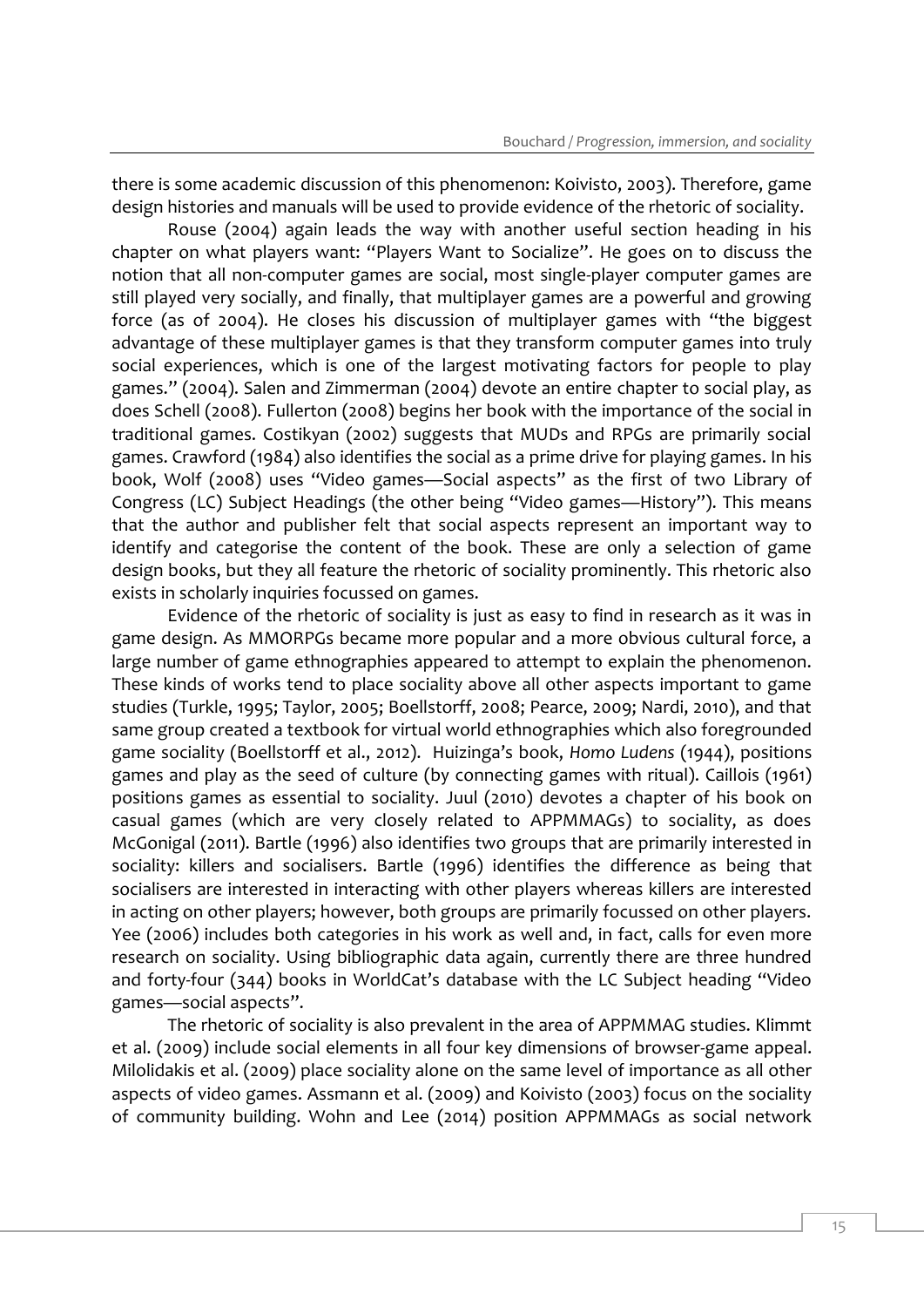there is some academic discussion of this phenomenon: Koivisto, 2003). Therefore, game design histories and manuals will be used to provide evidence of the rhetoric of sociality.

Rouse (2004) again leads the way with another useful section heading in his chapter on what players want: "Players Want to Socialize". He goes on to discuss the notion that all non-computer games are social, most single-player computer games are still played very socially, and finally, that multiplayer games are a powerful and growing force (as of 2004). He closes his discussion of multiplayer games with "the biggest advantage of these multiplayer games is that they transform computer games into truly social experiences, which is one of the largest motivating factors for people to play games." (2004). Salen and Zimmerman (2004) devote an entire chapter to social play, as does Schell (2008). Fullerton (2008) begins her book with the importance of the social in traditional games. Costikyan (2002) suggests that MUDs and RPGs are primarily social games. Crawford (1984) also identifies the social as a prime drive for playing games. In his book, Wolf (2008) uses "Video games—Social aspects" as the first of two Library of Congress (LC) Subject Headings (the other being "Video games—History"). This means that the author and publisher felt that social aspects represent an important way to identify and categorise the content of the book. These are only a selection of game design books, but they all feature the rhetoric of sociality prominently. This rhetoric also exists in scholarly inquiries focussed on games.

Evidence of the rhetoric of sociality is just as easy to find in research as it was in game design. As MMORPGs became more popular and a more obvious cultural force, a large number of game ethnographies appeared to attempt to explain the phenomenon. These kinds of works tend to place sociality above all other aspects important to game studies (Turkle, 1995; Taylor, 2005; Boellstorff, 2008; Pearce, 2009; Nardi, 2010), and that same group created a textbook for virtual world ethnographies which also foregrounded game sociality (Boellstorff et al., 2012). Huizinga's book, *Homo Ludens* (1944), positions games and play as the seed of culture (by connecting games with ritual). Caillois (1961) positions games as essential to sociality. Juul (2010) devotes a chapter of his book on casual games (which are very closely related to APPMMAGs) to sociality, as does McGonigal (2011). Bartle (1996) also identifies two groups that are primarily interested in sociality: killers and socialisers. Bartle (1996) identifies the difference as being that socialisers are interested in interacting with other players whereas killers are interested in acting on other players; however, both groups are primarily focussed on other players. Yee (2006) includes both categories in his work as well and, in fact, calls for even more research on sociality. Using bibliographic data again, currently there are three hundred and forty-four (344) books in WorldCat's database with the LC Subject heading "Video games—social aspects".

The rhetoric of sociality is also prevalent in the area of APPMMAG studies. Klimmt et al. (2009) include social elements in all four key dimensions of browser-game appeal. Milolidakis et al. (2009) place sociality alone on the same level of importance as all other aspects of video games. Assmann et al. (2009) and Koivisto (2003) focus on the sociality of community building. Wohn and Lee (2014) position APPMMAGs as social network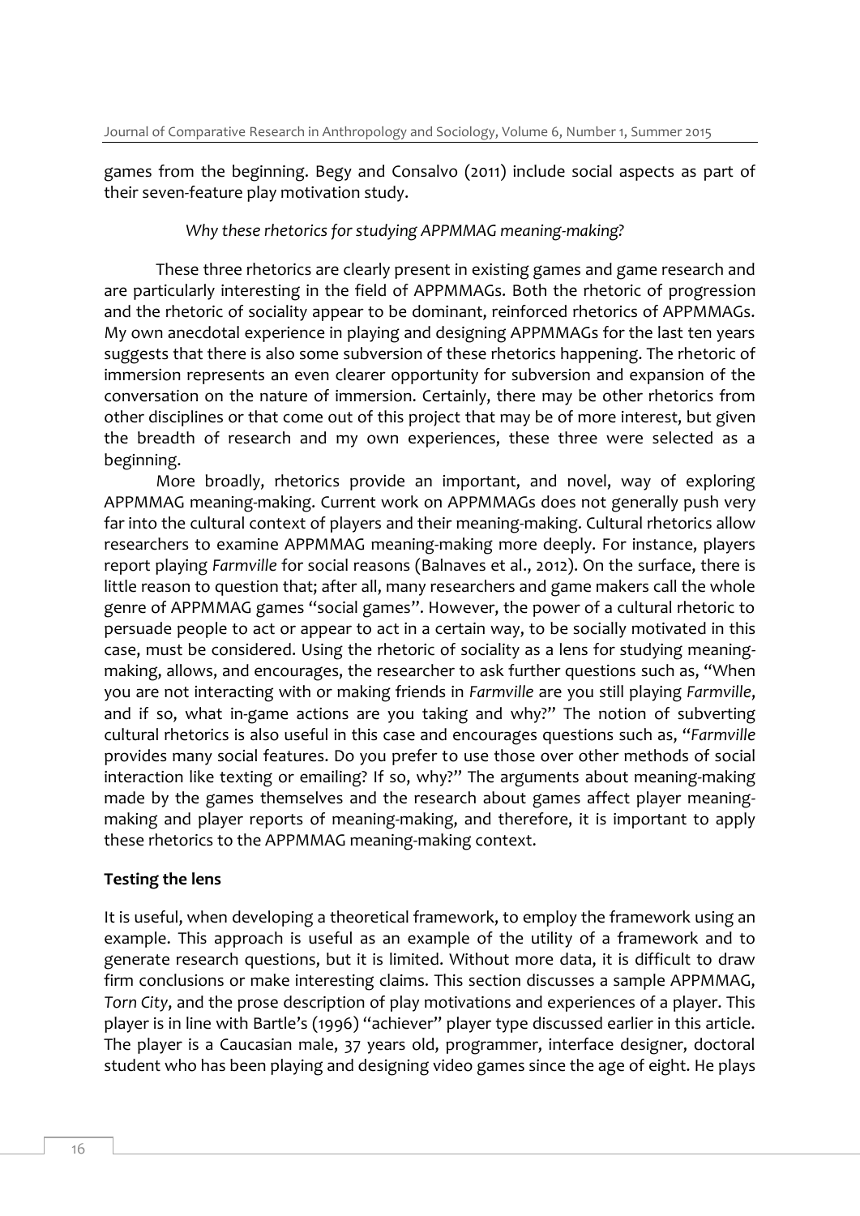games from the beginning. Begy and Consalvo (2011) include social aspects as part of their seven-feature play motivation study.

*Why these rhetorics for studying APPMMAG meaning-making?*

These three rhetorics are clearly present in existing games and game research and are particularly interesting in the field of APPMMAGs. Both the rhetoric of progression and the rhetoric of sociality appear to be dominant, reinforced rhetorics of APPMMAGs. My own anecdotal experience in playing and designing APPMMAGs for the last ten years suggests that there is also some subversion of these rhetorics happening. The rhetoric of immersion represents an even clearer opportunity for subversion and expansion of the conversation on the nature of immersion. Certainly, there may be other rhetorics from other disciplines or that come out of this project that may be of more interest, but given the breadth of research and my own experiences, these three were selected as a beginning.

More broadly, rhetorics provide an important, and novel, way of exploring APPMMAG meaning-making. Current work on APPMMAGs does not generally push very far into the cultural context of players and their meaning-making. Cultural rhetorics allow researchers to examine APPMMAG meaning-making more deeply. For instance, players report playing *Farmville* for social reasons (Balnaves et al., 2012). On the surface, there is little reason to question that; after all, many researchers and game makers call the whole genre of APPMMAG games "social games". However, the power of a cultural rhetoric to persuade people to act or appear to act in a certain way, to be socially motivated in this case, must be considered. Using the rhetoric of sociality as a lens for studying meaning-making, allows, and encourages, the researcher to ask further questions such as, "When you are not interacting with or making friends in *Farmville* are you still playing *Farmville*, and if so, what in-game actions are you taking and why?" The notion of subverting cultural rhetorics is also useful in this case and encourages questions such as, "*Farmville* provides many social features. Do you prefer to use those over other methods of social interaction like texting or emailing? If so, why?" The arguments about meaning-making made by the games themselves and the research about games affect player meaning-making and player reports of meaning-making, and therefore, it is important to apply these rhetorics to the APPMMAG meaning-making context.

**Testing the lens**

It is useful, when developing a theoretical framework, to employ the framework using an example. This approach is useful as an example of the utility of a framework and to generate research questions, but it is limited. Without more data, it is difficult to draw firm conclusions or make interesting claims. This section discusses a sample APPMMAG, *Torn City*, and the prose description of play motivations and experiences of a player. This player is in line with Bartle's (1996) "achiever" player type discussed earlier in this article. The player is a Caucasian male, 37 years old, programmer, interface designer, doctoral student who has been playing and designing video games since the age of eight. He plays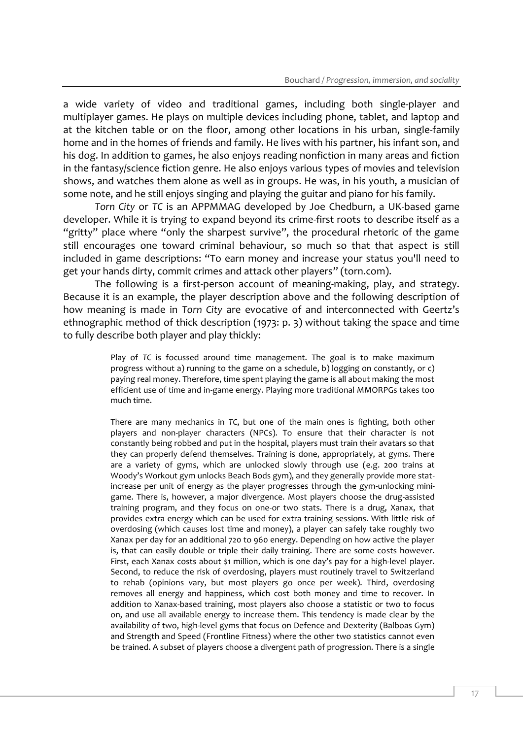a wide variety of video and traditional games, including both single-player and multiplayer games. He plays on multiple devices including phone, tablet, and laptop and at the kitchen table or on the floor, among other locations in his urban, single-family home and in the homes of friends and family. He lives with his partner, his infant son, and his dog. In addition to games, he also enjoys reading nonfiction in many areas and fiction in the fantasy/science fiction genre. He also enjoys various types of movies and television shows, and watches them alone as well as in groups. He was, in his youth, a musician of some note, and he still enjoys singing and playing the guitar and piano for his family.

*Torn City* or *TC* is an APPMMAG developed by Joe Chedburn, a UK-based game developer. While it is trying to expand beyond its crime-first roots to describe itself as a "gritty" place where "only the sharpest survive", the procedural rhetoric of the game still encourages one toward criminal behaviour, so much so that that aspect is still included in game descriptions: "To earn money and increase your status you'll need to get your hands dirty, commit crimes and attack other players" (torn.com).

The following is a first-person account of meaning-making, play, and strategy. Because it is an example, the player description above and the following description of how meaning is made in *Torn City* are evocative of and interconnected with Geertz's ethnographic method of thick description (1973: p. 3) without taking the space and time to fully describe both player and play thickly:

> Play of *TC* is focussed around time management. The goal is to make maximum progress without a) running to the game on a schedule, b) logging on constantly, or c) paying real money. Therefore, time spent playing the game is all about making the most efficient use of time and in-game energy. Playing more traditional MMORPGs takes too much time.
>
> There are many mechanics in *TC*, but one of the main ones is fighting, both other players and non-player characters (NPCs). To ensure that their character is not constantly being robbed and put in the hospital, players must train their avatars so that they can properly defend themselves. Training is done, appropriately, at gyms. There are a variety of gyms, which are unlocked slowly through use (e.g. 200 trains at Woody's Workout gym unlocks Beach Bods gym), and they generally provide more stat-increase per unit of energy as the player progresses through the gym-unlocking mini-game. There is, however, a major divergence. Most players choose the drug-assisted training program, and they focus on one-or two stats. There is a drug, Xanax, that provides extra energy which can be used for extra training sessions. With little risk of overdosing (which causes lost time and money), a player can safely take roughly two Xanax per day for an additional 720 to 960 energy. Depending on how active the player is, that can easily double or triple their daily training. There are some costs however. First, each Xanax costs about $1 million, which is one day's pay for a high-level player. Second, to reduce the risk of overdosing, players must routinely travel to Switzerland to rehab (opinions vary, but most players go once per week). Third, overdosing removes all energy and happiness, which cost both money and time to recover. In addition to Xanax-based training, most players also choose a statistic or two to focus on, and use all available energy to increase them. This tendency is made clear by the availability of two, high-level gyms that focus on Defence and Dexterity (Balboas Gym) and Strength and Speed (Frontline Fitness) where the other two statistics cannot even be trained. A subset of players choose a divergent path of progression. There is a single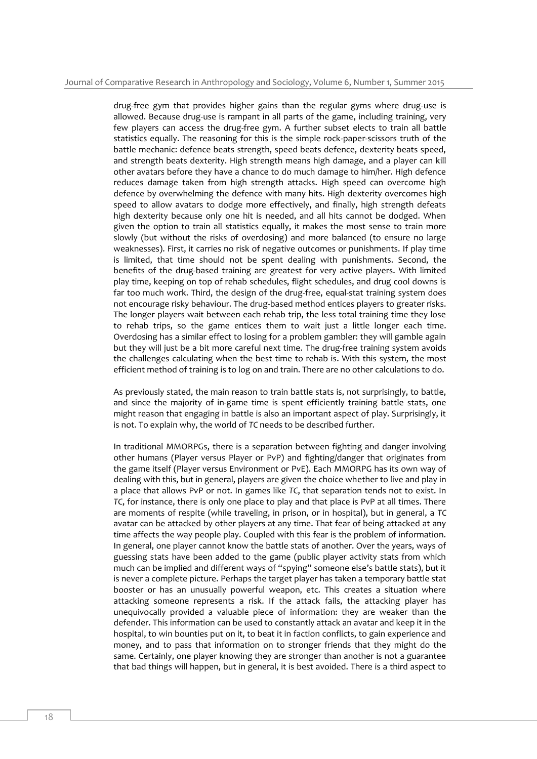drug-free gym that provides higher gains than the regular gyms where drug-use is allowed. Because drug-use is rampant in all parts of the game, including training, very few players can access the drug-free gym. A further subset elects to train all battle statistics equally. The reasoning for this is the simple rock-paper-scissors truth of the battle mechanic: defence beats strength, speed beats defence, dexterity beats speed, and strength beats dexterity. High strength means high damage, and a player can kill other avatars before they have a chance to do much damage to him/her. High defence reduces damage taken from high strength attacks. High speed can overcome high defence by overwhelming the defence with many hits. High dexterity overcomes high speed to allow avatars to dodge more effectively, and finally, high strength defeats high dexterity because only one hit is needed, and all hits cannot be dodged. When given the option to train all statistics equally, it makes the most sense to train more slowly (but without the risks of overdosing) and more balanced (to ensure no large weaknesses). First, it carries no risk of negative outcomes or punishments. If play time is limited, that time should not be spent dealing with punishments. Second, the benefits of the drug-based training are greatest for very active players. With limited play time, keeping on top of rehab schedules, flight schedules, and drug cool downs is far too much work. Third, the design of the drug-free, equal-stat training system does not encourage risky behaviour. The drug-based method entices players to greater risks. The longer players wait between each rehab trip, the less total training time they lose to rehab trips, so the game entices them to wait just a little longer each time. Overdosing has a similar effect to losing for a problem gambler: they will gamble again but they will just be a bit more careful next time. The drug-free training system avoids the challenges calculating when the best time to rehab is. With this system, the most efficient method of training is to log on and train. There are no other calculations to do.

As previously stated, the main reason to train battle stats is, not surprisingly, to battle, and since the majority of in-game time is spent efficiently training battle stats, one might reason that engaging in battle is also an important aspect of play. Surprisingly, it is not. To explain why, the world of *TC* needs to be described further.

In traditional MMORPGs, there is a separation between fighting and danger involving other humans (Player versus Player or PvP) and fighting/danger that originates from the game itself (Player versus Environment or PvE). Each MMORPG has its own way of dealing with this, but in general, players are given the choice whether to live and play in a place that allows PvP or not. In games like *TC*, that separation tends not to exist. In *TC*, for instance, there is only one place to play and that place is PvP at all times. There are moments of respite (while traveling, in prison, or in hospital), but in general, a *TC* avatar can be attacked by other players at any time. That fear of being attacked at any time affects the way people play. Coupled with this fear is the problem of information. In general, one player cannot know the battle stats of another. Over the years, ways of guessing stats have been added to the game (public player activity stats from which much can be implied and different ways of "spying" someone else's battle stats), but it is never a complete picture. Perhaps the target player has taken a temporary battle stat booster or has an unusually powerful weapon, etc. This creates a situation where attacking someone represents a risk. If the attack fails, the attacking player has unequivocally provided a valuable piece of information: they are weaker than the defender. This information can be used to constantly attack an avatar and keep it in the hospital, to win bounties put on it, to beat it in faction conflicts, to gain experience and money, and to pass that information on to stronger friends that they might do the same. Certainly, one player knowing they are stronger than another is not a guarantee that bad things will happen, but in general, it is best avoided. There is a third aspect to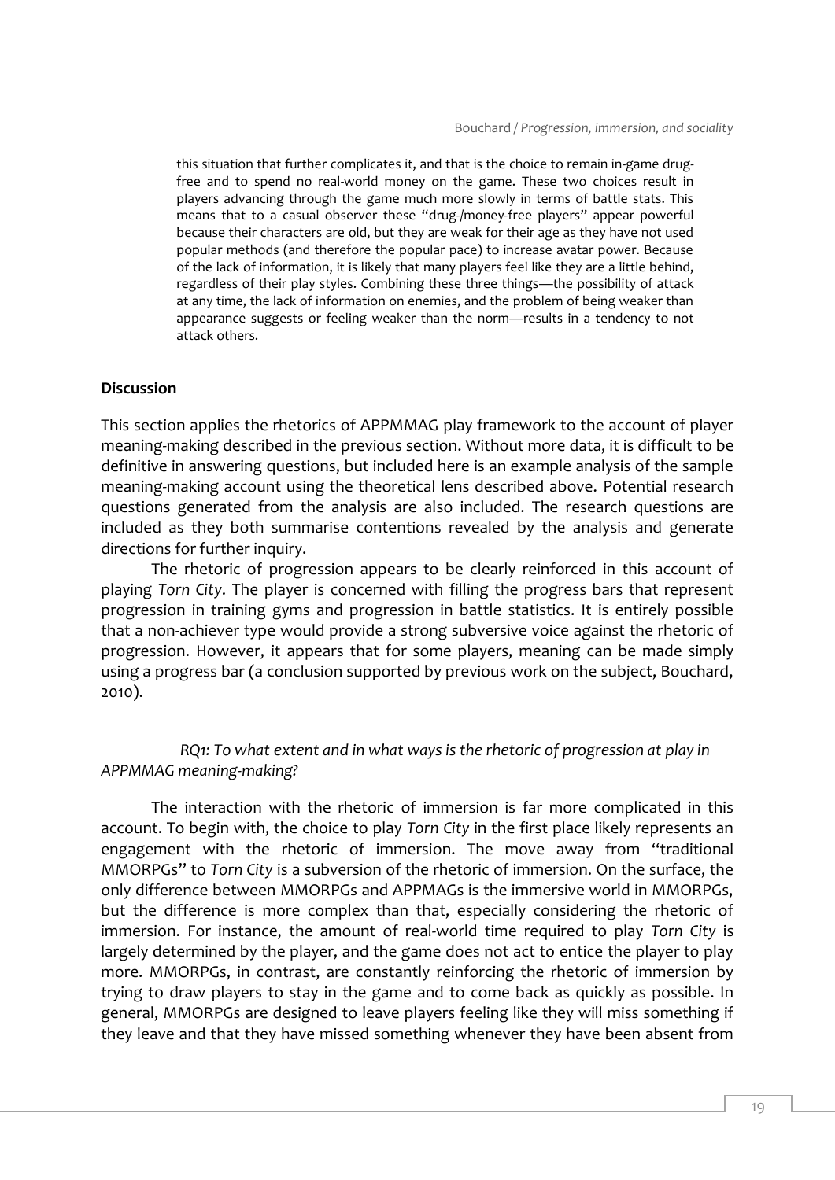> this situation that further complicates it, and that is the choice to remain in-game drug-free and to spend no real-world money on the game. These two choices result in players advancing through the game much more slowly in terms of battle stats. This means that to a casual observer these "drug-/money-free players" appear powerful because their characters are old, but they are weak for their age as they have not used popular methods (and therefore the popular pace) to increase avatar power. Because of the lack of information, it is likely that many players feel like they are a little behind, regardless of their play styles. Combining these three things—the possibility of attack at any time, the lack of information on enemies, and the problem of being weaker than appearance suggests or feeling weaker than the norm—results in a tendency to not attack others.

## Discussion

This section applies the rhetorics of APPMMAG play framework to the account of player meaning-making described in the previous section. Without more data, it is difficult to be definitive in answering questions, but included here is an example analysis of the sample meaning-making account using the theoretical lens described above. Potential research questions generated from the analysis are also included. The research questions are included as they both summarise contentions revealed by the analysis and generate directions for further inquiry.

The rhetoric of progression appears to be clearly reinforced in this account of playing *Torn City*. The player is concerned with filling the progress bars that represent progression in training gyms and progression in battle statistics. It is entirely possible that a non-achiever type would provide a strong subversive voice against the rhetoric of progression. However, it appears that for some players, meaning can be made simply using a progress bar (a conclusion supported by previous work on the subject, Bouchard, 2010).

*RQ1: To what extent and in what ways is the rhetoric of progression at play in APPMMAG meaning-making?*

The interaction with the rhetoric of immersion is far more complicated in this account. To begin with, the choice to play *Torn City* in the first place likely represents an engagement with the rhetoric of immersion. The move away from "traditional MMORPGs" to *Torn City* is a subversion of the rhetoric of immersion. On the surface, the only difference between MMORPGs and APPMAGs is the immersive world in MMORPGs, but the difference is more complex than that, especially considering the rhetoric of immersion. For instance, the amount of real-world time required to play *Torn City* is largely determined by the player, and the game does not act to entice the player to play more. MMORPGs, in contrast, are constantly reinforcing the rhetoric of immersion by trying to draw players to stay in the game and to come back as quickly as possible. In general, MMORPGs are designed to leave players feeling like they will miss something if they leave and that they have missed something whenever they have been absent from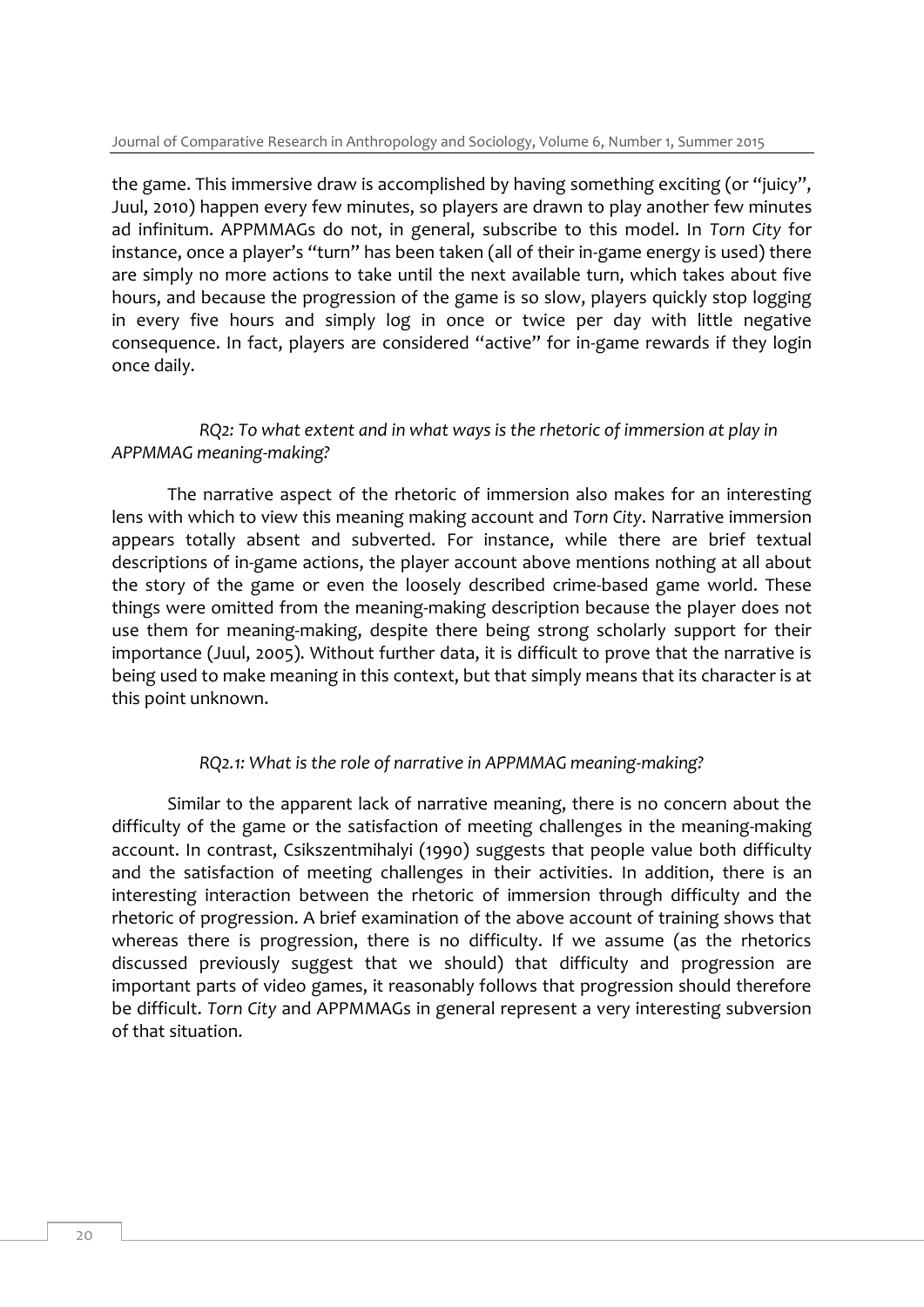the game. This immersive draw is accomplished by having something exciting (or "juicy", Juul, 2010) happen every few minutes, so players are drawn to play another few minutes ad infinitum. APPMMAGs do not, in general, subscribe to this model. In *Torn City* for instance, once a player's "turn" has been taken (all of their in-game energy is used) there are simply no more actions to take until the next available turn, which takes about five hours, and because the progression of the game is so slow, players quickly stop logging in every five hours and simply log in once or twice per day with little negative consequence. In fact, players are considered "active" for in-game rewards if they login once daily.

*RQ2: To what extent and in what ways is the rhetoric of immersion at play in APPMMAG meaning-making?*

The narrative aspect of the rhetoric of immersion also makes for an interesting lens with which to view this meaning making account and *Torn City*. Narrative immersion appears totally absent and subverted. For instance, while there are brief textual descriptions of in-game actions, the player account above mentions nothing at all about the story of the game or even the loosely described crime-based game world. These things were omitted from the meaning-making description because the player does not use them for meaning-making, despite there being strong scholarly support for their importance (Juul, 2005). Without further data, it is difficult to prove that the narrative is being used to make meaning in this context, but that simply means that its character is at this point unknown.

*RQ2.1: What is the role of narrative in APPMMAG meaning-making?*

Similar to the apparent lack of narrative meaning, there is no concern about the difficulty of the game or the satisfaction of meeting challenges in the meaning-making account. In contrast, Csikszentmihalyi (1990) suggests that people value both difficulty and the satisfaction of meeting challenges in their activities. In addition, there is an interesting interaction between the rhetoric of immersion through difficulty and the rhetoric of progression. A brief examination of the above account of training shows that whereas there is progression, there is no difficulty. If we assume (as the rhetorics discussed previously suggest that we should) that difficulty and progression are important parts of video games, it reasonably follows that progression should therefore be difficult. *Torn City* and APPMMAGs in general represent a very interesting subversion of that situation.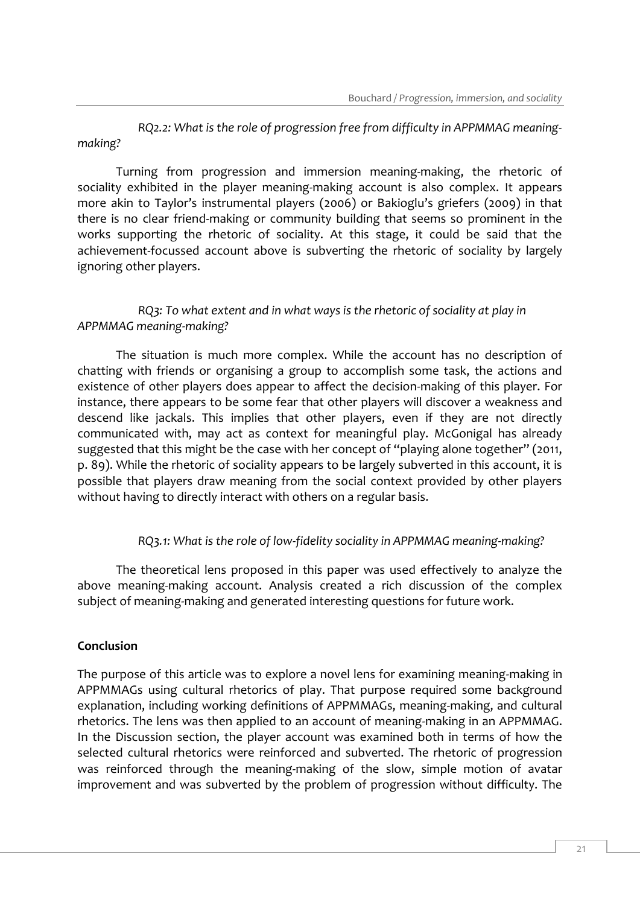*RQ2.2: What is the role of progression free from difficulty in APPMMAG meaning-making?*

Turning from progression and immersion meaning-making, the rhetoric of sociality exhibited in the player meaning-making account is also complex. It appears more akin to Taylor's instrumental players (2006) or Bakioglu's griefers (2009) in that there is no clear friend-making or community building that seems so prominent in the works supporting the rhetoric of sociality. At this stage, it could be said that the achievement-focussed account above is subverting the rhetoric of sociality by largely ignoring other players.

*RQ3: To what extent and in what ways is the rhetoric of sociality at play in APPMMAG meaning-making?*

The situation is much more complex. While the account has no description of chatting with friends or organising a group to accomplish some task, the actions and existence of other players does appear to affect the decision-making of this player. For instance, there appears to be some fear that other players will discover a weakness and descend like jackals. This implies that other players, even if they are not directly communicated with, may act as context for meaningful play. McGonigal has already suggested that this might be the case with her concept of "playing alone together" (2011, p. 89). While the rhetoric of sociality appears to be largely subverted in this account, it is possible that players draw meaning from the social context provided by other players without having to directly interact with others on a regular basis.

*RQ3.1: What is the role of low-fidelity sociality in APPMMAG meaning-making?*

The theoretical lens proposed in this paper was used effectively to analyze the above meaning-making account. Analysis created a rich discussion of the complex subject of meaning-making and generated interesting questions for future work.

**Conclusion**

The purpose of this article was to explore a novel lens for examining meaning-making in APPMMAGs using cultural rhetorics of play. That purpose required some background explanation, including working definitions of APPMMAGs, meaning-making, and cultural rhetorics. The lens was then applied to an account of meaning-making in an APPMMAG. In the Discussion section, the player account was examined both in terms of how the selected cultural rhetorics were reinforced and subverted. The rhetoric of progression was reinforced through the meaning-making of the slow, simple motion of avatar improvement and was subverted by the problem of progression without difficulty. The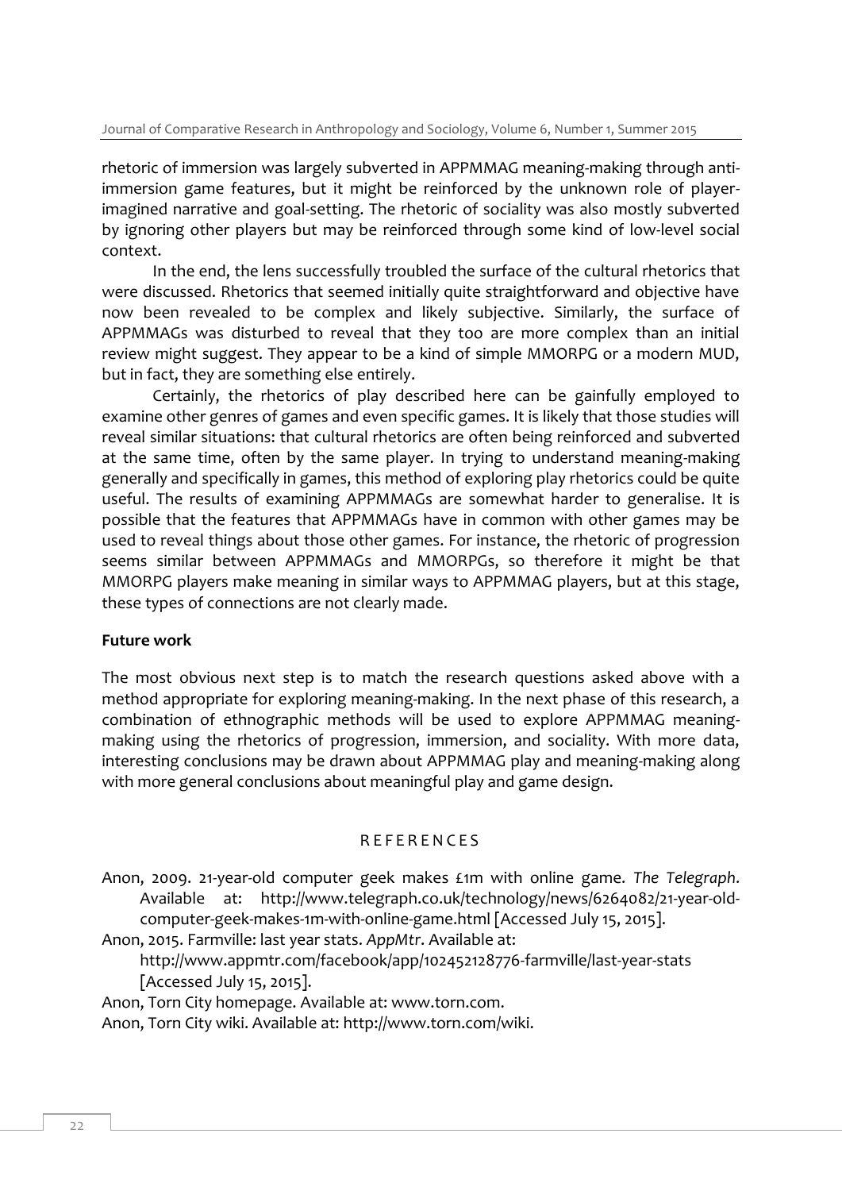rhetoric of immersion was largely subverted in APPMMAG meaning-making through anti-immersion game features, but it might be reinforced by the unknown role of player-imagined narrative and goal-setting. The rhetoric of sociality was also mostly subverted by ignoring other players but may be reinforced through some kind of low-level social context.

In the end, the lens successfully troubled the surface of the cultural rhetorics that were discussed. Rhetorics that seemed initially quite straightforward and objective have now been revealed to be complex and likely subjective. Similarly, the surface of APPMMAGs was disturbed to reveal that they too are more complex than an initial review might suggest. They appear to be a kind of simple MMORPG or a modern MUD, but in fact, they are something else entirely.

Certainly, the rhetorics of play described here can be gainfully employed to examine other genres of games and even specific games. It is likely that those studies will reveal similar situations: that cultural rhetorics are often being reinforced and subverted at the same time, often by the same player. In trying to understand meaning-making generally and specifically in games, this method of exploring play rhetorics could be quite useful. The results of examining APPMMAGs are somewhat harder to generalise. It is possible that the features that APPMMAGs have in common with other games may be used to reveal things about those other games. For instance, the rhetoric of progression seems similar between APPMMAGs and MMORPGs, so therefore it might be that MMORPG players make meaning in similar ways to APPMMAG players, but at this stage, these types of connections are not clearly made.

**Future work**

The most obvious next step is to match the research questions asked above with a method appropriate for exploring meaning-making. In the next phase of this research, a combination of ethnographic methods will be used to explore APPMMAG meaning-making using the rhetorics of progression, immersion, and sociality. With more data, interesting conclusions may be drawn about APPMMAG play and meaning-making along with more general conclusions about meaningful play and game design.

## REFERENCES

Anon, 2009. 21-year-old computer geek makes £1m with online game. *The Telegraph*. Available at: http://www.telegraph.co.uk/technology/news/6264082/21-year-old-computer-geek-makes-1m-with-online-game.html [Accessed July 15, 2015].

Anon, 2015. Farmville: last year stats. *AppMtr*. Available at: http://www.appmtr.com/facebook/app/102452128776-farmville/last-year-stats [Accessed July 15, 2015].

Anon, Torn City homepage. Available at: www.torn.com.

Anon, Torn City wiki. Available at: http://www.torn.com/wiki.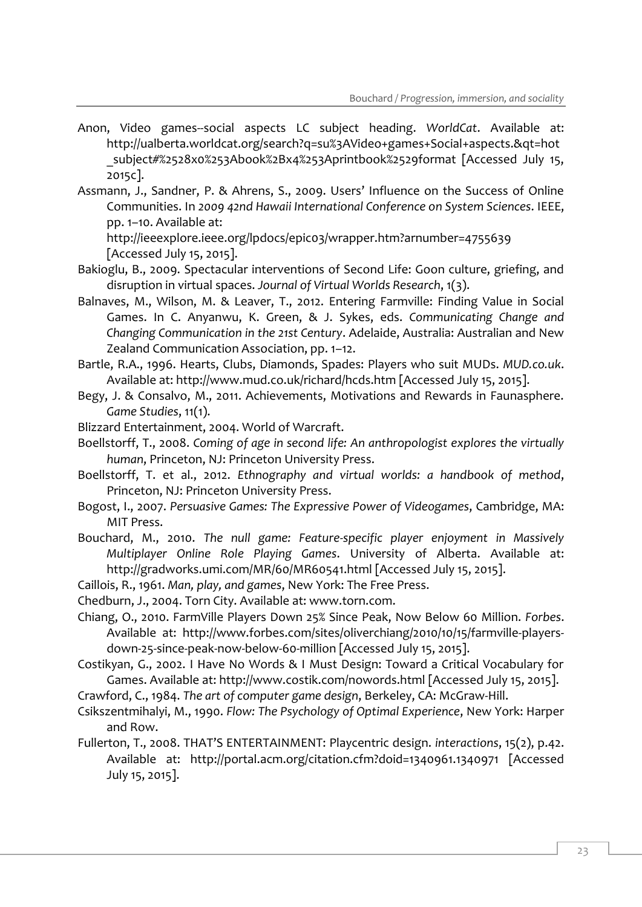Anon, Video games--social aspects LC subject heading. *WorldCat*. Available at: http://ualberta.worldcat.org/search?q=su%3AVideo+games+Social+aspects.&qt=hot_subject#%2528x0%253Abook%2Bx4%253Aprintbook%2529format [Accessed July 15, 2015c].

Assmann, J., Sandner, P. & Ahrens, S., 2009. Users' Influence on the Success of Online Communities. In *2009 42nd Hawaii International Conference on System Sciences*. IEEE, pp. 1–10. Available at: http://ieeexplore.ieee.org/lpdocs/epic03/wrapper.htm?arnumber=4755639 [Accessed July 15, 2015].

Bakioglu, B., 2009. Spectacular interventions of Second Life: Goon culture, griefing, and disruption in virtual spaces. *Journal of Virtual Worlds Research*, 1(3).

Balnaves, M., Wilson, M. & Leaver, T., 2012. Entering Farmville: Finding Value in Social Games. In C. Anyanwu, K. Green, & J. Sykes, eds. *Communicating Change and Changing Communication in the 21st Century*. Adelaide, Australia: Australian and New Zealand Communication Association, pp. 1–12.

Bartle, R.A., 1996. Hearts, Clubs, Diamonds, Spades: Players who suit MUDs. *MUD.co.uk*. Available at: http://www.mud.co.uk/richard/hcds.htm [Accessed July 15, 2015].

Begy, J. & Consalvo, M., 2011. Achievements, Motivations and Rewards in Faunasphere. *Game Studies*, 11(1).

Blizzard Entertainment, 2004. World of Warcraft.

Boellstorff, T., 2008. *Coming of age in second life: An anthropologist explores the virtually human*, Princeton, NJ: Princeton University Press.

Boellstorff, T. et al., 2012. *Ethnography and virtual worlds: a handbook of method*, Princeton, NJ: Princeton University Press.

Bogost, I., 2007. *Persuasive Games: The Expressive Power of Videogames*, Cambridge, MA: MIT Press.

Bouchard, M., 2010. *The null game: Feature-specific player enjoyment in Massively Multiplayer Online Role Playing Games*. University of Alberta. Available at: http://gradworks.umi.com/MR/60/MR60541.html [Accessed July 15, 2015].

Caillois, R., 1961. *Man, play, and games*, New York: The Free Press.

Chedburn, J., 2004. Torn City. Available at: www.torn.com.

Chiang, O., 2010. FarmVille Players Down 25% Since Peak, Now Below 60 Million. *Forbes*. Available at: http://www.forbes.com/sites/oliverchiang/2010/10/15/farmville-players-down-25-since-peak-now-below-60-million [Accessed July 15, 2015].

Costikyan, G., 2002. I Have No Words & I Must Design: Toward a Critical Vocabulary for Games. Available at: http://www.costik.com/nowords.html [Accessed July 15, 2015].

Crawford, C., 1984. *The art of computer game design*, Berkeley, CA: McGraw-Hill.

Csikszentmihalyi, M., 1990. *Flow: The Psychology of Optimal Experience*, New York: Harper and Row.

Fullerton, T., 2008. THAT'S ENTERTAINMENT: Playcentric design. *interactions*, 15(2), p.42. Available at: http://portal.acm.org/citation.cfm?doid=1340961.1340971 [Accessed July 15, 2015].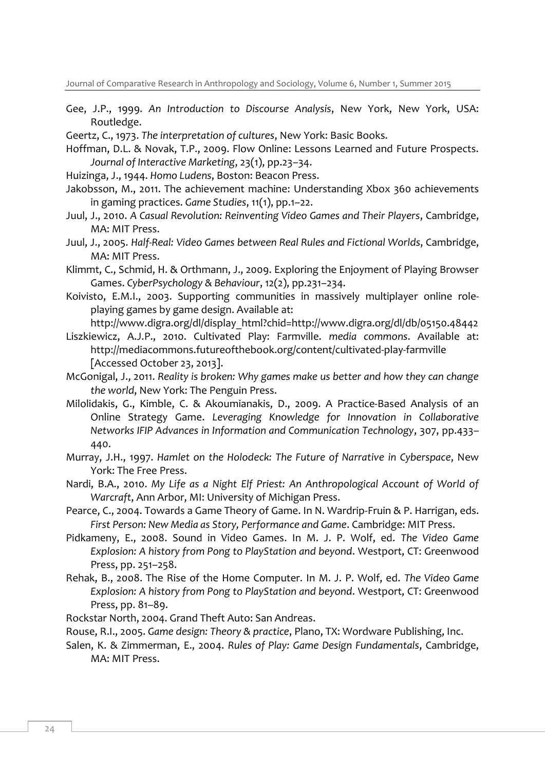Gee, J.P., 1999. *An Introduction to Discourse Analysis*, New York, New York, USA: Routledge.

Geertz, C., 1973. *The interpretation of cultures*, New York: Basic Books.

Hoffman, D.L. & Novak, T.P., 2009. Flow Online: Lessons Learned and Future Prospects. *Journal of Interactive Marketing*, 23(1), pp.23–34.

Huizinga, J., 1944. *Homo Ludens*, Boston: Beacon Press.

Jakobsson, M., 2011. The achievement machine: Understanding Xbox 360 achievements in gaming practices. *Game Studies*, 11(1), pp.1–22.

Juul, J., 2010. *A Casual Revolution: Reinventing Video Games and Their Players*, Cambridge, MA: MIT Press.

Juul, J., 2005. *Half-Real: Video Games between Real Rules and Fictional Worlds*, Cambridge, MA: MIT Press.

Klimmt, C., Schmid, H. & Orthmann, J., 2009. Exploring the Enjoyment of Playing Browser Games. *CyberPsychology & Behaviour*, 12(2), pp.231–234.

Koivisto, E.M.I., 2003. Supporting communities in massively multiplayer online role-playing games by game design. Available at: http://www.digra.org/dl/display_html?chid=http://www.digra.org/dl/db/05150.48442

Liszkiewicz, A.J.P., 2010. Cultivated Play: Farmville. *media commons*. Available at: http://mediacommons.futureofthebook.org/content/cultivated-play-farmville [Accessed October 23, 2013].

McGonigal, J., 2011. *Reality is broken: Why games make us better and how they can change the world*, New York: The Penguin Press.

Milolidakis, G., Kimble, C. & Akoumianakis, D., 2009. A Practice-Based Analysis of an Online Strategy Game. *Leveraging Knowledge for Innovation in Collaborative Networks IFIP Advances in Information and Communication Technology*, 307, pp.433–440.

Murray, J.H., 1997. *Hamlet on the Holodeck: The Future of Narrative in Cyberspace*, New York: The Free Press.

Nardi, B.A., 2010. *My Life as a Night Elf Priest: An Anthropological Account of World of Warcraft*, Ann Arbor, MI: University of Michigan Press.

Pearce, C., 2004. Towards a Game Theory of Game. In N. Wardrip-Fruin & P. Harrigan, eds. *First Person: New Media as Story, Performance and Game*. Cambridge: MIT Press.

Pidkameny, E., 2008. Sound in Video Games. In M. J. P. Wolf, ed. *The Video Game Explosion: A history from Pong to PlayStation and beyond*. Westport, CT: Greenwood Press, pp. 251–258.

Rehak, B., 2008. The Rise of the Home Computer. In M. J. P. Wolf, ed. *The Video Game Explosion: A history from Pong to PlayStation and beyond*. Westport, CT: Greenwood Press, pp. 81–89.

Rockstar North, 2004. Grand Theft Auto: San Andreas.

Rouse, R.I., 2005. *Game design: Theory & practice*, Plano, TX: Wordware Publishing, Inc.

Salen, K. & Zimmerman, E., 2004. *Rules of Play: Game Design Fundamentals*, Cambridge, MA: MIT Press.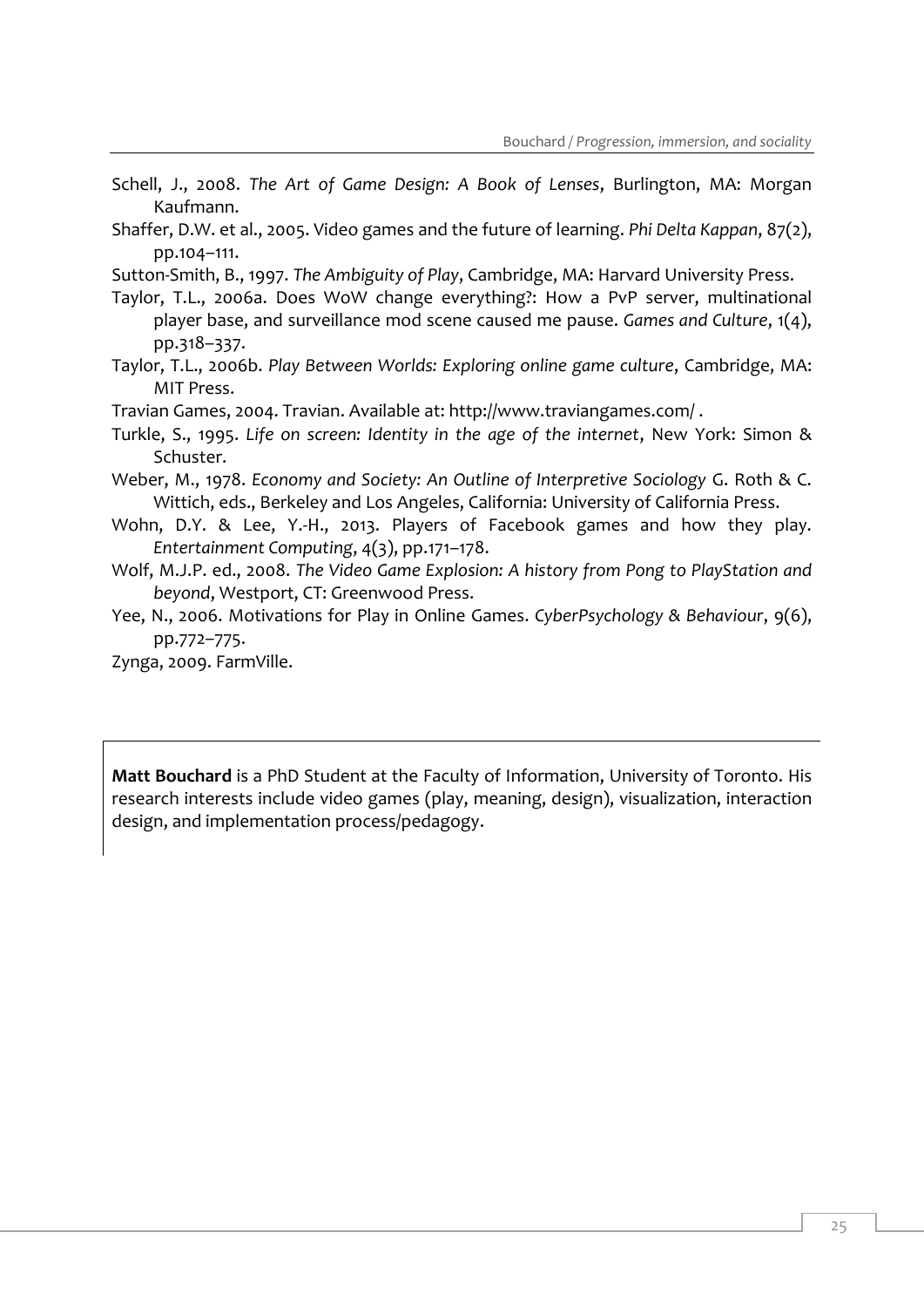Schell, J., 2008. *The Art of Game Design: A Book of Lenses*, Burlington, MA: Morgan Kaufmann.

Shaffer, D.W. et al., 2005. Video games and the future of learning. *Phi Delta Kappan*, 87(2), pp.104–111.

Sutton-Smith, B., 1997. *The Ambiguity of Play*, Cambridge, MA: Harvard University Press.

Taylor, T.L., 2006a. Does WoW change everything?: How a PvP server, multinational player base, and surveillance mod scene caused me pause. *Games and Culture*, 1(4), pp.318–337.

Taylor, T.L., 2006b. *Play Between Worlds: Exploring online game culture*, Cambridge, MA: MIT Press.

Travian Games, 2004. Travian. Available at: http://www.traviangames.com/ .

Turkle, S., 1995. *Life on screen: Identity in the age of the internet*, New York: Simon & Schuster.

Weber, M., 1978. *Economy and Society: An Outline of Interpretive Sociology* G. Roth & C. Wittich, eds., Berkeley and Los Angeles, California: University of California Press.

Wohn, D.Y. & Lee, Y.-H., 2013. Players of Facebook games and how they play. *Entertainment Computing*, 4(3), pp.171–178.

Wolf, M.J.P. ed., 2008. *The Video Game Explosion: A history from Pong to PlayStation and beyond*, Westport, CT: Greenwood Press.

Yee, N., 2006. Motivations for Play in Online Games. *CyberPsychology & Behaviour*, 9(6), pp.772–775.

Zynga, 2009. FarmVille.

---

**Matt Bouchard** is a PhD Student at the Faculty of Information, University of Toronto. His research interests include video games (play, meaning, design), visualization, interaction design, and implementation process/pedagogy.